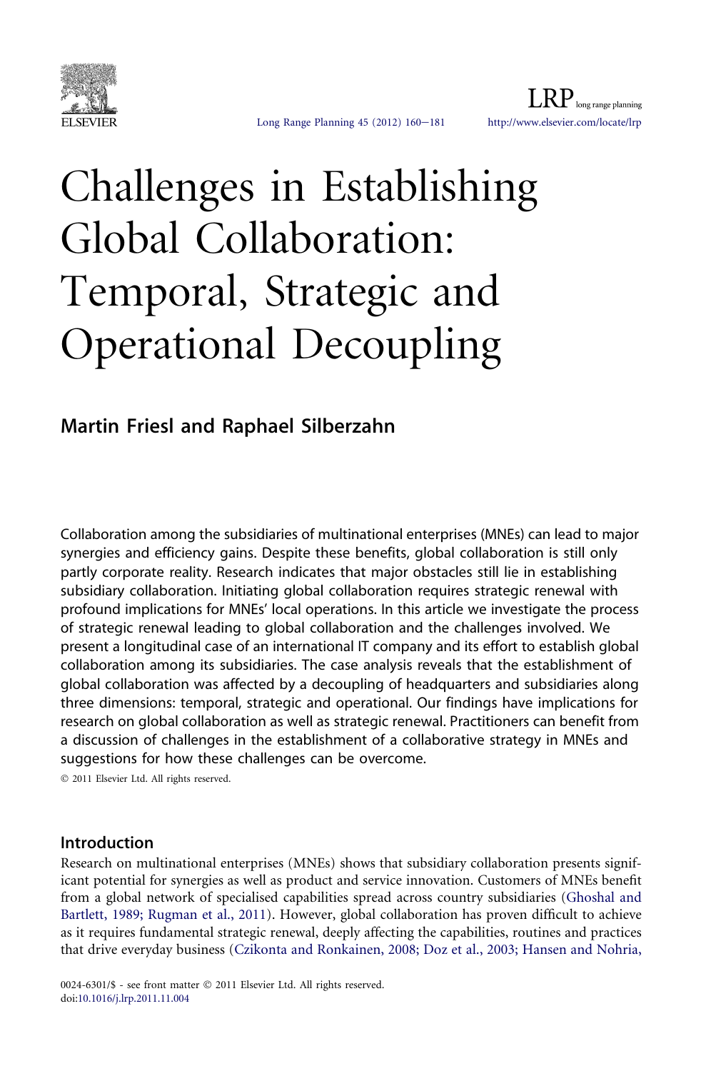# Challenges in Establishing Global Collaboration: Temporal, Strategic and Operational Decoupling

**Martin Friesl and Raphael Silberzahn**

Collaboration among the subsidiaries of multinational enterprises (MNEs) can lead to major synergies and efficiency gains. Despite these benefits, global collaboration is still only partly corporate reality. Research indicates that major obstacles still lie in establishing subsidiary collaboration. Initiating global collaboration requires strategic renewal with profound implications for MNEs' local operations. In this article we investigate the process of strategic renewal leading to global collaboration and the challenges involved. We present a longitudinal case of an international IT company and its effort to establish global collaboration among its subsidiaries. The case analysis reveals that the establishment of global collaboration was affected by a decoupling of headquarters and subsidiaries along three dimensions: temporal, strategic and operational. Our findings have implications for research on global collaboration as well as strategic renewal. Practitioners can benefit from a discussion of challenges in the establishment of a collaborative strategy in MNEs and suggestions for how these challenges can be overcome.

© 2011 Elsevier Ltd. All rights reserved.

## Introduction

Research on multinational enterprises (MNEs) shows that subsidiary collaboration presents significant potential for synergies as well as product and service innovation. Customers of MNEs benefit from a global network of specialised capabilities spread across country subsidiaries (Ghoshal and Bartlett, 1989; Rugman et al., 2011). However, global collaboration has proven difficult to achieve as it requires fundamental strategic renewal, deeply affecting the capabilities, routines and practices that drive everyday business (Czikonta and Ronkainen, 2008; Doz et al., 2003; Hansen and Nohria,

0024-6301/$ - see front matter © 2011 Elsevier Ltd. All rights reserved.
doi:10.1016/j.lrp.2011.11.004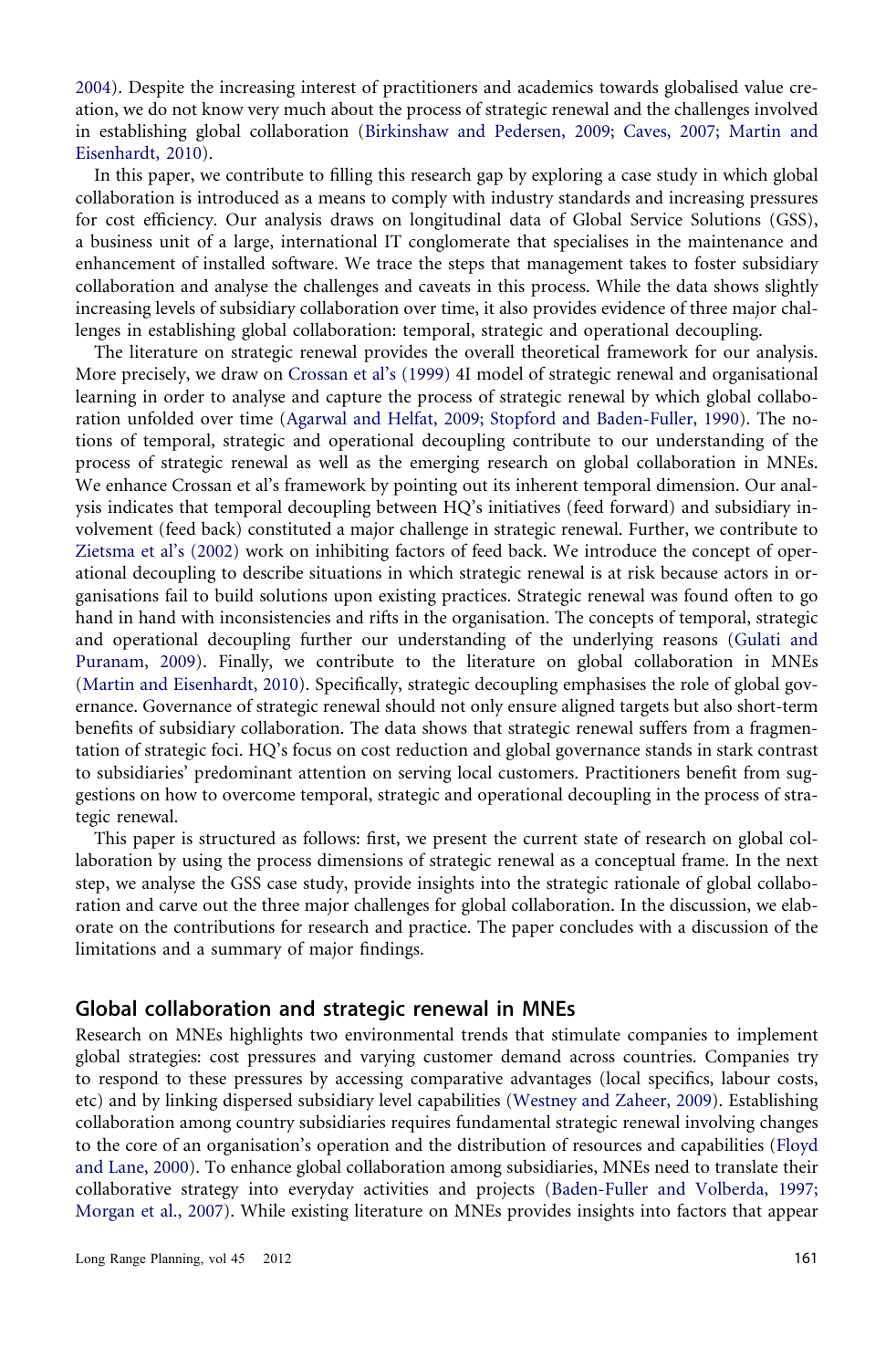2004). Despite the increasing interest of practitioners and academics towards globalised value creation, we do not know very much about the process of strategic renewal and the challenges involved in establishing global collaboration (Birkinshaw and Pedersen, 2009; Caves, 2007; Martin and Eisenhardt, 2010).

In this paper, we contribute to filling this research gap by exploring a case study in which global collaboration is introduced as a means to comply with industry standards and increasing pressures for cost efficiency. Our analysis draws on longitudinal data of Global Service Solutions (GSS), a business unit of a large, international IT conglomerate that specialises in the maintenance and enhancement of installed software. We trace the steps that management takes to foster subsidiary collaboration and analyse the challenges and caveats in this process. While the data shows slightly increasing levels of subsidiary collaboration over time, it also provides evidence of three major challenges in establishing global collaboration: temporal, strategic and operational decoupling.

The literature on strategic renewal provides the overall theoretical framework for our analysis. More precisely, we draw on Crossan et al's (1999) 4I model of strategic renewal and organisational learning in order to analyse and capture the process of strategic renewal by which global collaboration unfolded over time (Agarwal and Helfat, 2009; Stopford and Baden-Fuller, 1990). The notions of temporal, strategic and operational decoupling contribute to our understanding of the process of strategic renewal as well as the emerging research on global collaboration in MNEs. We enhance Crossan et al's framework by pointing out its inherent temporal dimension. Our analysis indicates that temporal decoupling between HQ's initiatives (feed forward) and subsidiary involvement (feed back) constituted a major challenge in strategic renewal. Further, we contribute to Zietsma et al's (2002) work on inhibiting factors of feed back. We introduce the concept of operational decoupling to describe situations in which strategic renewal is at risk because actors in organisations fail to build solutions upon existing practices. Strategic renewal was found often to go hand in hand with inconsistencies and rifts in the organisation. The concepts of temporal, strategic and operational decoupling further our understanding of the underlying reasons (Gulati and Puranam, 2009). Finally, we contribute to the literature on global collaboration in MNEs (Martin and Eisenhardt, 2010). Specifically, strategic decoupling emphasises the role of global governance. Governance of strategic renewal should not only ensure aligned targets but also short-term benefits of subsidiary collaboration. The data shows that strategic renewal suffers from a fragmentation of strategic foci. HQ's focus on cost reduction and global governance stands in stark contrast to subsidiaries' predominant attention on serving local customers. Practitioners benefit from suggestions on how to overcome temporal, strategic and operational decoupling in the process of strategic renewal.

This paper is structured as follows: first, we present the current state of research on global collaboration by using the process dimensions of strategic renewal as a conceptual frame. In the next step, we analyse the GSS case study, provide insights into the strategic rationale of global collaboration and carve out the three major challenges for global collaboration. In the discussion, we elaborate on the contributions for research and practice. The paper concludes with a discussion of the limitations and a summary of major findings.

## Global collaboration and strategic renewal in MNEs

Research on MNEs highlights two environmental trends that stimulate companies to implement global strategies: cost pressures and varying customer demand across countries. Companies try to respond to these pressures by accessing comparative advantages (local specifics, labour costs, etc) and by linking dispersed subsidiary level capabilities (Westney and Zaheer, 2009). Establishing collaboration among country subsidiaries requires fundamental strategic renewal involving changes to the core of an organisation's operation and the distribution of resources and capabilities (Floyd and Lane, 2000). To enhance global collaboration among subsidiaries, MNEs need to translate their collaborative strategy into everyday activities and projects (Baden-Fuller and Volberda, 1997; Morgan et al., 2007). While existing literature on MNEs provides insights into factors that appear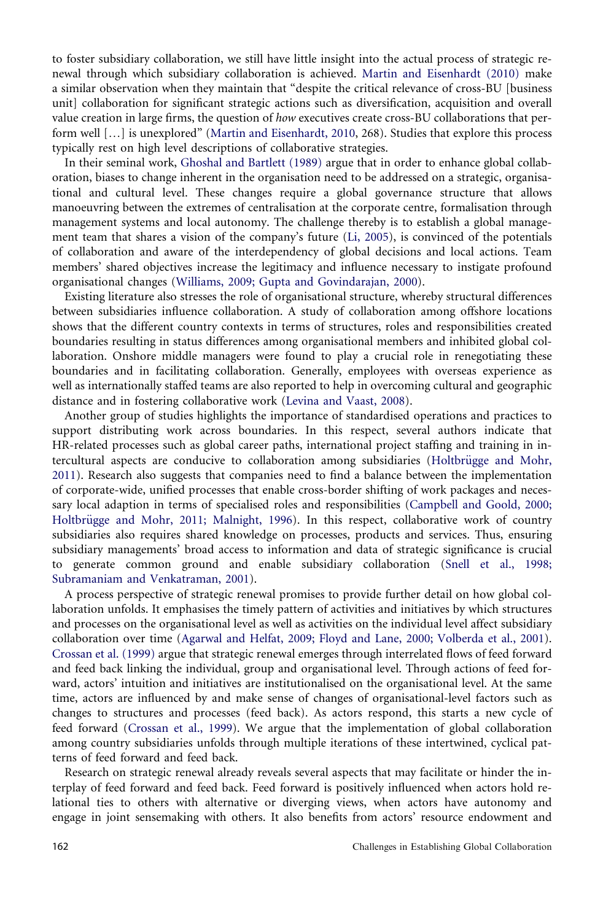to foster subsidiary collaboration, we still have little insight into the actual process of strategic renewal through which subsidiary collaboration is achieved. Martin and Eisenhardt (2010) make a similar observation when they maintain that "despite the critical relevance of cross-BU [business unit] collaboration for significant strategic actions such as diversification, acquisition and overall value creation in large firms, the question of *how* executives create cross-BU collaborations that perform well [...] is unexplored" (Martin and Eisenhardt, 2010, 268). Studies that explore this process typically rest on high level descriptions of collaborative strategies.

In their seminal work, Ghoshal and Bartlett (1989) argue that in order to enhance global collaboration, biases to change inherent in the organisation need to be addressed on a strategic, organisational and cultural level. These changes require a global governance structure that allows manoeuvring between the extremes of centralisation at the corporate centre, formalisation through management systems and local autonomy. The challenge thereby is to establish a global management team that shares a vision of the company's future (Li, 2005), is convinced of the potentials of collaboration and aware of the interdependency of global decisions and local actions. Team members' shared objectives increase the legitimacy and influence necessary to instigate profound organisational changes (Williams, 2009; Gupta and Govindarajan, 2000).

Existing literature also stresses the role of organisational structure, whereby structural differences between subsidiaries influence collaboration. A study of collaboration among offshore locations shows that the different country contexts in terms of structures, roles and responsibilities created boundaries resulting in status differences among organisational members and inhibited global collaboration. Onshore middle managers were found to play a crucial role in renegotiating these boundaries and in facilitating collaboration. Generally, employees with overseas experience as well as internationally staffed teams are also reported to help in overcoming cultural and geographic distance and in fostering collaborative work (Levina and Vaast, 2008).

Another group of studies highlights the importance of standardised operations and practices to support distributing work across boundaries. In this respect, several authors indicate that HR-related processes such as global career paths, international project staffing and training in intercultural aspects are conducive to collaboration among subsidiaries (Holtbrügge and Mohr, 2011). Research also suggests that companies need to find a balance between the implementation of corporate-wide, unified processes that enable cross-border shifting of work packages and necessary local adaption in terms of specialised roles and responsibilities (Campbell and Goold, 2000; Holtbrügge and Mohr, 2011; Malnight, 1996). In this respect, collaborative work of country subsidiaries also requires shared knowledge on processes, products and services. Thus, ensuring subsidiary managements' broad access to information and data of strategic significance is crucial to generate common ground and enable subsidiary collaboration (Snell et al., 1998; Subramaniam and Venkatraman, 2001).

A process perspective of strategic renewal promises to provide further detail on how global collaboration unfolds. It emphasises the timely pattern of activities and initiatives by which structures and processes on the organisational level as well as activities on the individual level affect subsidiary collaboration over time (Agarwal and Helfat, 2009; Floyd and Lane, 2000; Volberda et al., 2001). Crossan et al. (1999) argue that strategic renewal emerges through interrelated flows of feed forward and feed back linking the individual, group and organisational level. Through actions of feed forward, actors' intuition and initiatives are institutionalised on the organisational level. At the same time, actors are influenced by and make sense of changes of organisational-level factors such as changes to structures and processes (feed back). As actors respond, this starts a new cycle of feed forward (Crossan et al., 1999). We argue that the implementation of global collaboration among country subsidiaries unfolds through multiple iterations of these intertwined, cyclical patterns of feed forward and feed back.

Research on strategic renewal already reveals several aspects that may facilitate or hinder the interplay of feed forward and feed back. Feed forward is positively influenced when actors hold relational ties to others with alternative or diverging views, when actors have autonomy and engage in joint sensemaking with others. It also benefits from actors' resource endowment and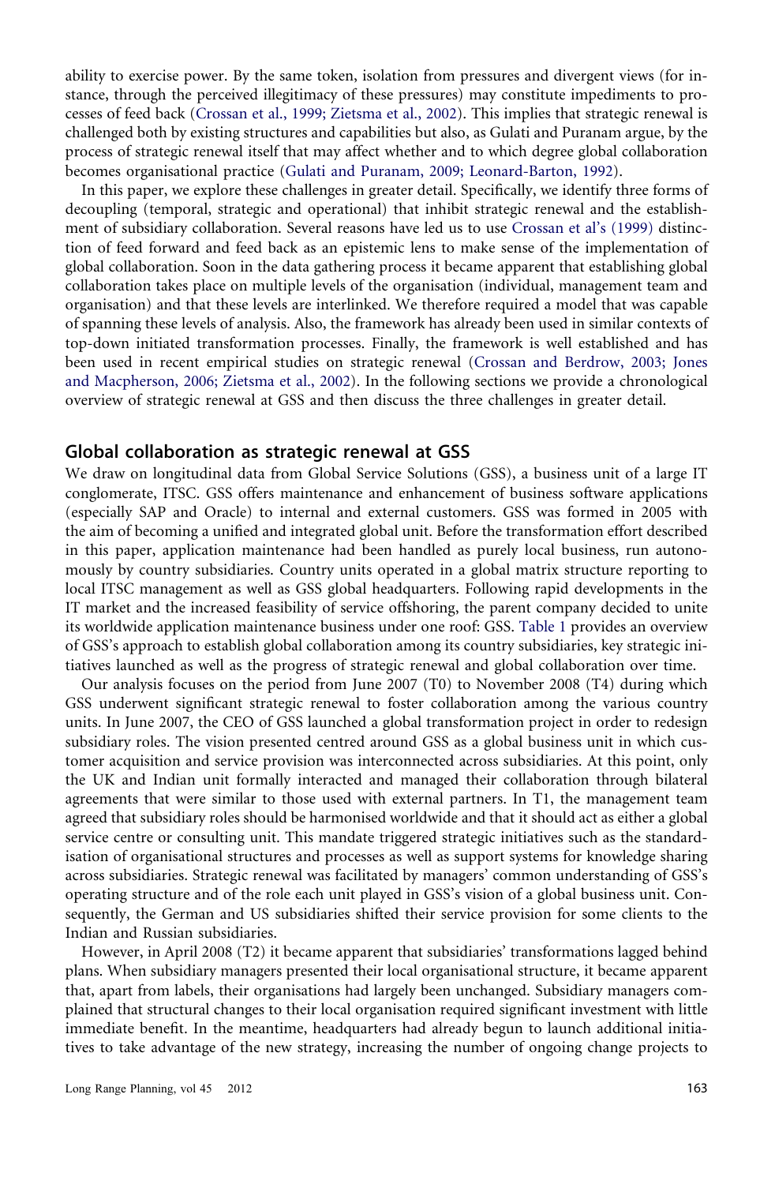ability to exercise power. By the same token, isolation from pressures and divergent views (for instance, through the perceived illegitimacy of these pressures) may constitute impediments to processes of feed back (Crossan et al., 1999; Zietsma et al., 2002). This implies that strategic renewal is challenged both by existing structures and capabilities but also, as Gulati and Puranam argue, by the process of strategic renewal itself that may affect whether and to which degree global collaboration becomes organisational practice (Gulati and Puranam, 2009; Leonard-Barton, 1992).

In this paper, we explore these challenges in greater detail. Specifically, we identify three forms of decoupling (temporal, strategic and operational) that inhibit strategic renewal and the establishment of subsidiary collaboration. Several reasons have led us to use Crossan et al's (1999) distinction of feed forward and feed back as an epistemic lens to make sense of the implementation of global collaboration. Soon in the data gathering process it became apparent that establishing global collaboration takes place on multiple levels of the organisation (individual, management team and organisation) and that these levels are interlinked. We therefore required a model that was capable of spanning these levels of analysis. Also, the framework has already been used in similar contexts of top-down initiated transformation processes. Finally, the framework is well established and has been used in recent empirical studies on strategic renewal (Crossan and Berdrow, 2003; Jones and Macpherson, 2006; Zietsma et al., 2002). In the following sections we provide a chronological overview of strategic renewal at GSS and then discuss the three challenges in greater detail.

## Global collaboration as strategic renewal at GSS

We draw on longitudinal data from Global Service Solutions (GSS), a business unit of a large IT conglomerate, ITSC. GSS offers maintenance and enhancement of business software applications (especially SAP and Oracle) to internal and external customers. GSS was formed in 2005 with the aim of becoming a unified and integrated global unit. Before the transformation effort described in this paper, application maintenance had been handled as purely local business, run autonomously by country subsidiaries. Country units operated in a global matrix structure reporting to local ITSC management as well as GSS global headquarters. Following rapid developments in the IT market and the increased feasibility of service offshoring, the parent company decided to unite its worldwide application maintenance business under one roof: GSS. Table 1 provides an overview of GSS's approach to establish global collaboration among its country subsidiaries, key strategic initiatives launched as well as the progress of strategic renewal and global collaboration over time.

Our analysis focuses on the period from June 2007 (T0) to November 2008 (T4) during which GSS underwent significant strategic renewal to foster collaboration among the various country units. In June 2007, the CEO of GSS launched a global transformation project in order to redesign subsidiary roles. The vision presented centred around GSS as a global business unit in which customer acquisition and service provision was interconnected across subsidiaries. At this point, only the UK and Indian unit formally interacted and managed their collaboration through bilateral agreements that were similar to those used with external partners. In T1, the management team agreed that subsidiary roles should be harmonised worldwide and that it should act as either a global service centre or consulting unit. This mandate triggered strategic initiatives such as the standardisation of organisational structures and processes as well as support systems for knowledge sharing across subsidiaries. Strategic renewal was facilitated by managers' common understanding of GSS's operating structure and of the role each unit played in GSS's vision of a global business unit. Consequently, the German and US subsidiaries shifted their service provision for some clients to the Indian and Russian subsidiaries.

However, in April 2008 (T2) it became apparent that subsidiaries' transformations lagged behind plans. When subsidiary managers presented their local organisational structure, it became apparent that, apart from labels, their organisations had largely been unchanged. Subsidiary managers complained that structural changes to their local organisation required significant investment with little immediate benefit. In the meantime, headquarters had already begun to launch additional initiatives to take advantage of the new strategy, increasing the number of ongoing change projects to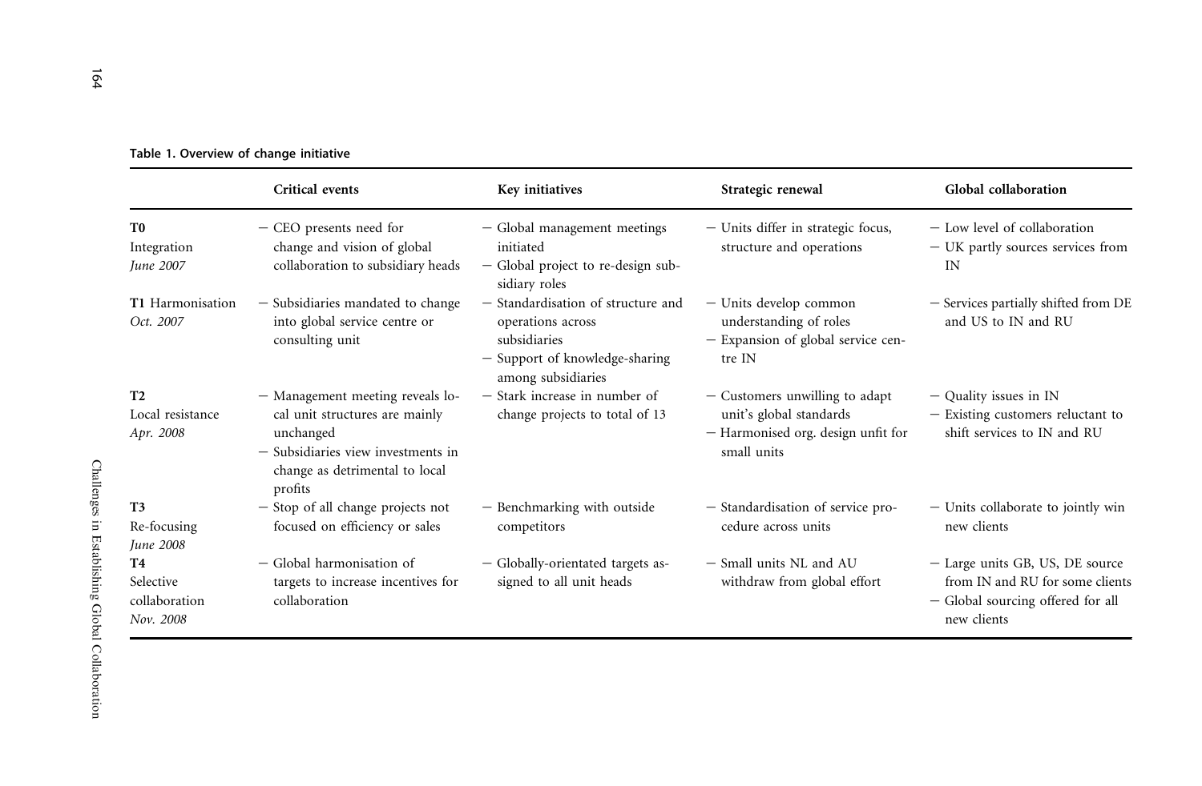**Table 1. Overview of change initiative**

| | Critical events | Key initiatives | Strategic renewal | Global collaboration |
|---|---|---|---|---|
| **T0** Integration *June 2007* | – CEO presents need for change and vision of global collaboration to subsidiary heads | – Global management meetings initiated<br>– Global project to re-design subsidiary roles | – Units differ in strategic focus, structure and operations | – Low level of collaboration<br>– UK partly sources services from IN |
| **T1** Harmonisation *Oct. 2007* | – Subsidiaries mandated to change into global service centre or consulting unit | – Standardisation of structure and operations across subsidiaries<br>– Support of knowledge-sharing among subsidiaries | – Units develop common understanding of roles<br>– Expansion of global service centre IN | – Services partially shifted from DE and US to IN and RU |
| **T2** Local resistance *Apr. 2008* | – Management meeting reveals local unit structures are mainly unchanged<br>– Subsidiaries view investments in change as detrimental to local profits | – Stark increase in number of change projects to total of 13 | – Customers unwilling to adapt unit's global standards<br>– Harmonised org. design unfit for small units | – Quality issues in IN<br>– Existing customers reluctant to shift services to IN and RU |
| **T3** Re-focusing *June 2008* | – Stop of all change projects not focused on efficiency or sales | – Benchmarking with outside competitors | – Standardisation of service procedure across units | – Units collaborate to jointly win new clients |
| **T4** Selective collaboration *Nov. 2008* | – Global harmonisation of targets to increase incentives for collaboration | – Globally-orientated targets assigned to all unit heads | – Small units NL and AU withdraw from global effort | – Large units GB, US, DE source from IN and RU for some clients<br>– Global sourcing offered for all new clients |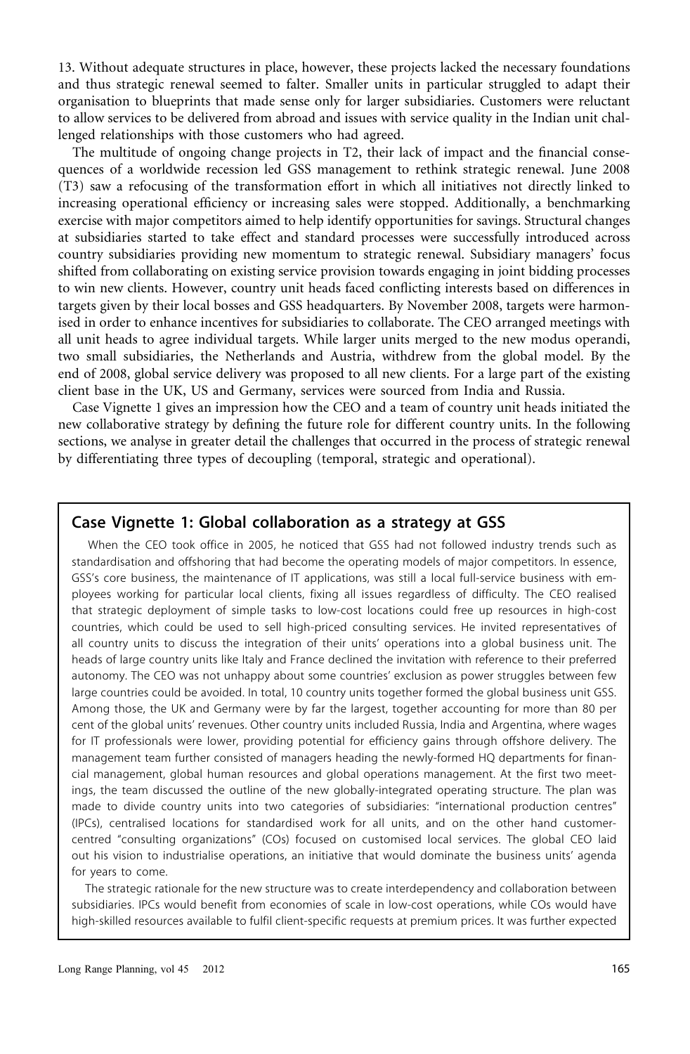13. Without adequate structures in place, however, these projects lacked the necessary foundations and thus strategic renewal seemed to falter. Smaller units in particular struggled to adapt their organisation to blueprints that made sense only for larger subsidiaries. Customers were reluctant to allow services to be delivered from abroad and issues with service quality in the Indian unit challenged relationships with those customers who had agreed.

The multitude of ongoing change projects in T2, their lack of impact and the financial consequences of a worldwide recession led GSS management to rethink strategic renewal. June 2008 (T3) saw a refocusing of the transformation effort in which all initiatives not directly linked to increasing operational efficiency or increasing sales were stopped. Additionally, a benchmarking exercise with major competitors aimed to help identify opportunities for savings. Structural changes at subsidiaries started to take effect and standard processes were successfully introduced across country subsidiaries providing new momentum to strategic renewal. Subsidiary managers' focus shifted from collaborating on existing service provision towards engaging in joint bidding processes to win new clients. However, country unit heads faced conflicting interests based on differences in targets given by their local bosses and GSS headquarters. By November 2008, targets were harmonised in order to enhance incentives for subsidiaries to collaborate. The CEO arranged meetings with all unit heads to agree individual targets. While larger units merged to the new modus operandi, two small subsidiaries, the Netherlands and Austria, withdrew from the global model. By the end of 2008, global service delivery was proposed to all new clients. For a large part of the existing client base in the UK, US and Germany, services were sourced from India and Russia.

Case Vignette 1 gives an impression how the CEO and a team of country unit heads initiated the new collaborative strategy by defining the future role for different country units. In the following sections, we analyse in greater detail the challenges that occurred in the process of strategic renewal by differentiating three types of decoupling (temporal, strategic and operational).

## Case Vignette 1: Global collaboration as a strategy at GSS

When the CEO took office in 2005, he noticed that GSS had not followed industry trends such as standardisation and offshoring that had become the operating models of major competitors. In essence, GSS's core business, the maintenance of IT applications, was still a local full-service business with employees working for particular local clients, fixing all issues regardless of difficulty. The CEO realised that strategic deployment of simple tasks to low-cost locations could free up resources in high-cost countries, which could be used to sell high-priced consulting services. He invited representatives of all country units to discuss the integration of their units' operations into a global business unit. The heads of large country units like Italy and France declined the invitation with reference to their preferred autonomy. The CEO was not unhappy about some countries' exclusion as power struggles between few large countries could be avoided. In total, 10 country units together formed the global business unit GSS. Among those, the UK and Germany were by far the largest, together accounting for more than 80 per cent of the global units' revenues. Other country units included Russia, India and Argentina, where wages for IT professionals were lower, providing potential for efficiency gains through offshore delivery. The management team further consisted of managers heading the newly-formed HQ departments for financial management, global human resources and global operations management. At the first two meetings, the team discussed the outline of the new globally-integrated operating structure. The plan was made to divide country units into two categories of subsidiaries: "international production centres" (IPCs), centralised locations for standardised work for all units, and on the other hand customer-centred "consulting organizations" (COs) focused on customised local services. The global CEO laid out his vision to industrialise operations, an initiative that would dominate the business units' agenda for years to come.

The strategic rationale for the new structure was to create interdependency and collaboration between subsidiaries. IPCs would benefit from economies of scale in low-cost operations, while COs would have high-skilled resources available to fulfil client-specific requests at premium prices. It was further expected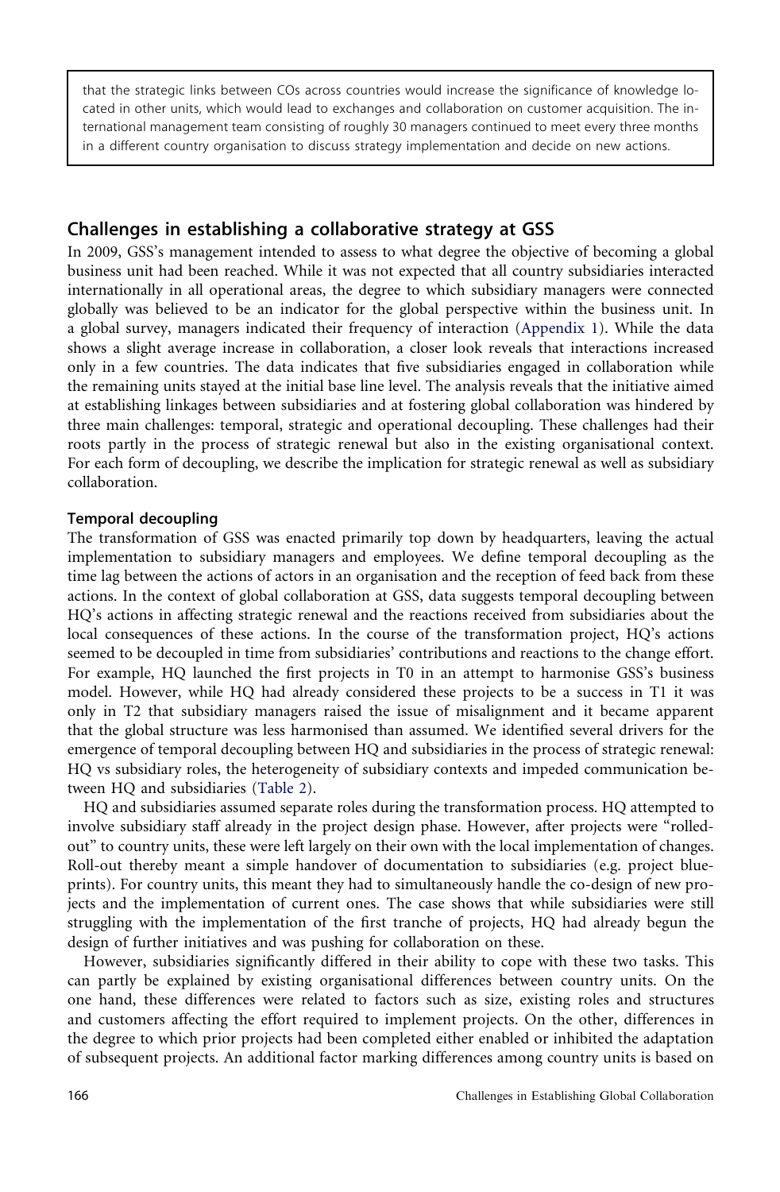that the strategic links between COs across countries would increase the significance of knowledge located in other units, which would lead to exchanges and collaboration on customer acquisition. The international management team consisting of roughly 30 managers continued to meet every three months in a different country organisation to discuss strategy implementation and decide on new actions.

## Challenges in establishing a collaborative strategy at GSS

In 2009, GSS's management intended to assess to what degree the objective of becoming a global business unit had been reached. While it was not expected that all country subsidiaries interacted internationally in all operational areas, the degree to which subsidiary managers were connected globally was believed to be an indicator for the global perspective within the business unit. In a global survey, managers indicated their frequency of interaction (Appendix 1). While the data shows a slight average increase in collaboration, a closer look reveals that interactions increased only in a few countries. The data indicates that five subsidiaries engaged in collaboration while the remaining units stayed at the initial base line level. The analysis reveals that the initiative aimed at establishing linkages between subsidiaries and at fostering global collaboration was hindered by three main challenges: temporal, strategic and operational decoupling. These challenges had their roots partly in the process of strategic renewal but also in the existing organisational context. For each form of decoupling, we describe the implication for strategic renewal as well as subsidiary collaboration.

### Temporal decoupling

The transformation of GSS was enacted primarily top down by headquarters, leaving the actual implementation to subsidiary managers and employees. We define temporal decoupling as the time lag between the actions of actors in an organisation and the reception of feed back from these actions. In the context of global collaboration at GSS, data suggests temporal decoupling between HQ's actions in affecting strategic renewal and the reactions received from subsidiaries about the local consequences of these actions. In the course of the transformation project, HQ's actions seemed to be decoupled in time from subsidiaries' contributions and reactions to the change effort. For example, HQ launched the first projects in T0 in an attempt to harmonise GSS's business model. However, while HQ had already considered these projects to be a success in T1 it was only in T2 that subsidiary managers raised the issue of misalignment and it became apparent that the global structure was less harmonised than assumed. We identified several drivers for the emergence of temporal decoupling between HQ and subsidiaries in the process of strategic renewal: HQ vs subsidiary roles, the heterogeneity of subsidiary contexts and impeded communication between HQ and subsidiaries (Table 2).

HQ and subsidiaries assumed separate roles during the transformation process. HQ attempted to involve subsidiary staff already in the project design phase. However, after projects were "rolled-out" to country units, these were left largely on their own with the local implementation of changes. Roll-out thereby meant a simple handover of documentation to subsidiaries (e.g. project blueprints). For country units, this meant they had to simultaneously handle the co-design of new projects and the implementation of current ones. The case shows that while subsidiaries were still struggling with the implementation of the first tranche of projects, HQ had already begun the design of further initiatives and was pushing for collaboration on these.

However, subsidiaries significantly differed in their ability to cope with these two tasks. This can partly be explained by existing organisational differences between country units. On the one hand, these differences were related to factors such as size, existing roles and structures and customers affecting the effort required to implement projects. On the other, differences in the degree to which prior projects had been completed either enabled or inhibited the adaptation of subsequent projects. An additional factor marking differences among country units is based on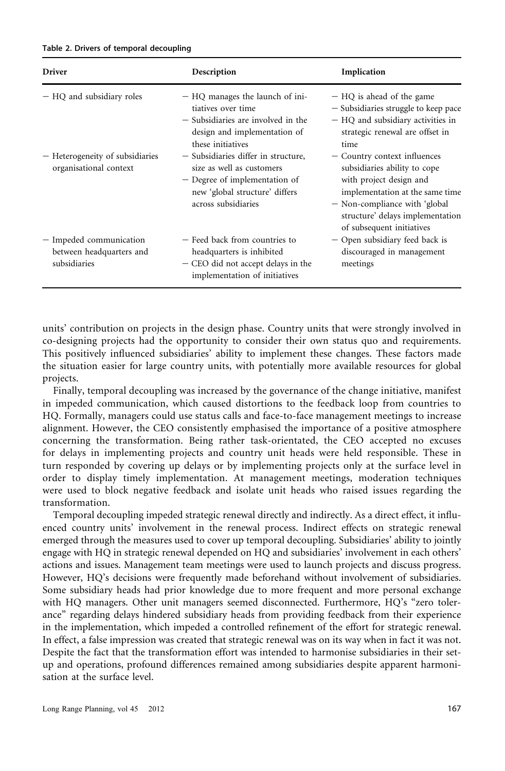Table 2. Drivers of temporal decoupling

| Driver | Description | Implication |
|---|---|---|
| − HQ and subsidiary roles | − HQ manages the launch of initiatives over time<br>− Subsidiaries are involved in the design and implementation of these initiatives | − HQ is ahead of the game<br>− Subsidiaries struggle to keep pace<br>− HQ and subsidiary activities in strategic renewal are offset in time |
| − Heterogeneity of subsidiaries organisational context | − Subsidiaries differ in structure, size as well as customers<br>− Degree of implementation of new 'global structure' differs across subsidiaries | − Country context influences subsidiaries ability to cope with project design and implementation at the same time<br>− Non-compliance with 'global structure' delays implementation of subsequent initiatives |
| − Impeded communication between headquarters and subsidiaries | − Feed back from countries to headquarters is inhibited<br>− CEO did not accept delays in the implementation of initiatives | − Open subsidiary feed back is discouraged in management meetings |

units' contribution on projects in the design phase. Country units that were strongly involved in co-designing projects had the opportunity to consider their own status quo and requirements. This positively influenced subsidiaries' ability to implement these changes. These factors made the situation easier for large country units, with potentially more available resources for global projects.

Finally, temporal decoupling was increased by the governance of the change initiative, manifest in impeded communication, which caused distortions to the feedback loop from countries to HQ. Formally, managers could use status calls and face-to-face management meetings to increase alignment. However, the CEO consistently emphasised the importance of a positive atmosphere concerning the transformation. Being rather task-orientated, the CEO accepted no excuses for delays in implementing projects and country unit heads were held responsible. These in turn responded by covering up delays or by implementing projects only at the surface level in order to display timely implementation. At management meetings, moderation techniques were used to block negative feedback and isolate unit heads who raised issues regarding the transformation.

Temporal decoupling impeded strategic renewal directly and indirectly. As a direct effect, it influenced country units' involvement in the renewal process. Indirect effects on strategic renewal emerged through the measures used to cover up temporal decoupling. Subsidiaries' ability to jointly engage with HQ in strategic renewal depended on HQ and subsidiaries' involvement in each others' actions and issues. Management team meetings were used to launch projects and discuss progress. However, HQ's decisions were frequently made beforehand without involvement of subsidiaries. Some subsidiary heads had prior knowledge due to more frequent and more personal exchange with HQ managers. Other unit managers seemed disconnected. Furthermore, HQ's "zero tolerance" regarding delays hindered subsidiary heads from providing feedback from their experience in the implementation, which impeded a controlled refinement of the effort for strategic renewal. In effect, a false impression was created that strategic renewal was on its way when in fact it was not. Despite the fact that the transformation effort was intended to harmonise subsidiaries in their set-up and operations, profound differences remained among subsidiaries despite apparent harmonisation at the surface level.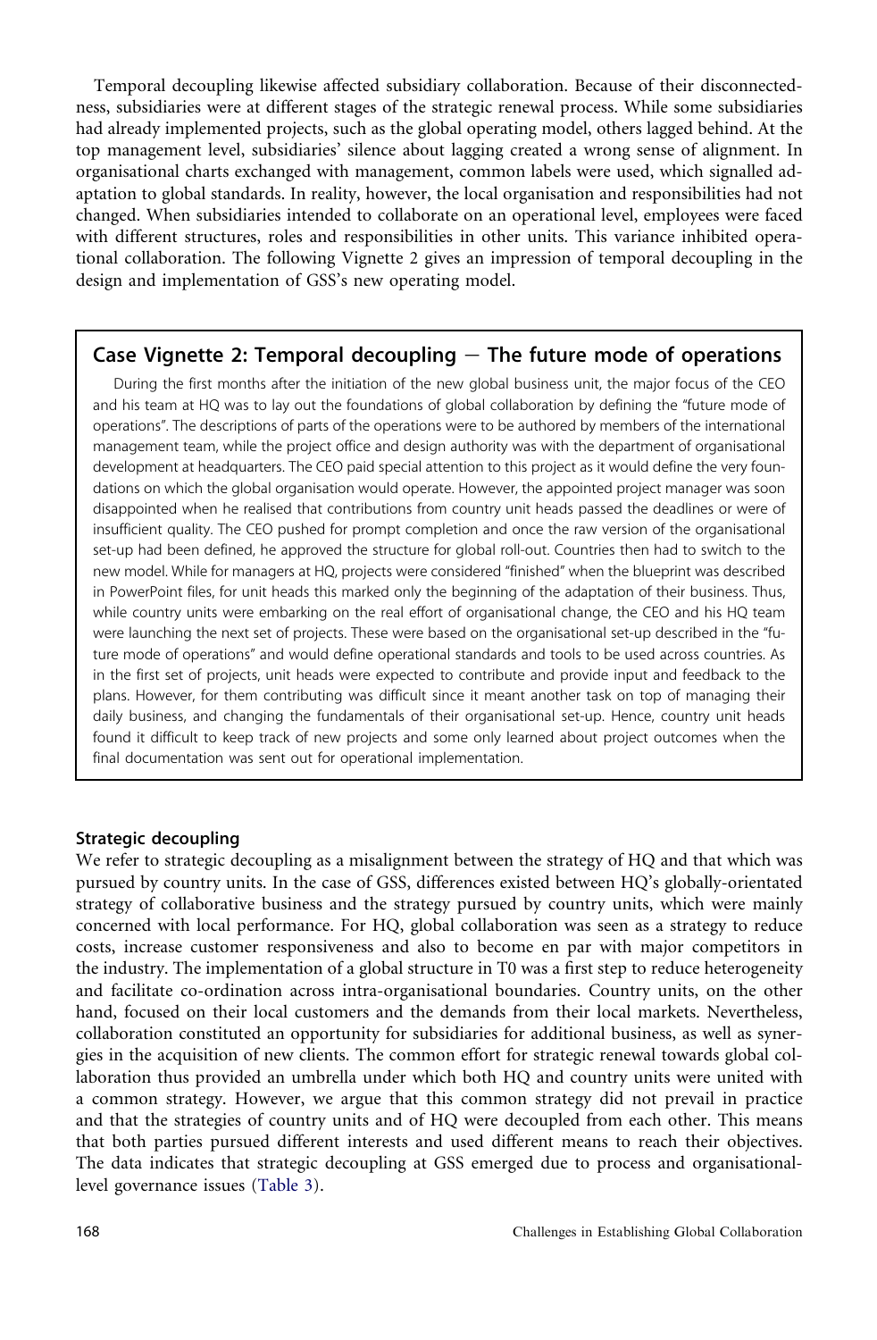Temporal decoupling likewise affected subsidiary collaboration. Because of their disconnectedness, subsidiaries were at different stages of the strategic renewal process. While some subsidiaries had already implemented projects, such as the global operating model, others lagged behind. At the top management level, subsidiaries' silence about lagging created a wrong sense of alignment. In organisational charts exchanged with management, common labels were used, which signalled adaptation to global standards. In reality, however, the local organisation and responsibilities had not changed. When subsidiaries intended to collaborate on an operational level, employees were faced with different structures, roles and responsibilities in other units. This variance inhibited operational collaboration. The following Vignette 2 gives an impression of temporal decoupling in the design and implementation of GSS's new operating model.

### Case Vignette 2: Temporal decoupling – The future mode of operations

During the first months after the initiation of the new global business unit, the major focus of the CEO and his team at HQ was to lay out the foundations of global collaboration by defining the "future mode of operations". The descriptions of parts of the operations were to be authored by members of the international management team, while the project office and design authority was with the department of organisational development at headquarters. The CEO paid special attention to this project as it would define the very foundations on which the global organisation would operate. However, the appointed project manager was soon disappointed when he realised that contributions from country unit heads passed the deadlines or were of insufficient quality. The CEO pushed for prompt completion and once the raw version of the organisational set-up had been defined, he approved the structure for global roll-out. Countries then had to switch to the new model. While for managers at HQ, projects were considered "finished" when the blueprint was described in PowerPoint files, for unit heads this marked only the beginning of the adaptation of their business. Thus, while country units were embarking on the real effort of organisational change, the CEO and his HQ team were launching the next set of projects. These were based on the organisational set-up described in the "future mode of operations" and would define operational standards and tools to be used across countries. As in the first set of projects, unit heads were expected to contribute and provide input and feedback to the plans. However, for them contributing was difficult since it meant another task on top of managing their daily business, and changing the fundamentals of their organisational set-up. Hence, country unit heads found it difficult to keep track of new projects and some only learned about project outcomes when the final documentation was sent out for operational implementation.

#### Strategic decoupling

We refer to strategic decoupling as a misalignment between the strategy of HQ and that which was pursued by country units. In the case of GSS, differences existed between HQ's globally-orientated strategy of collaborative business and the strategy pursued by country units, which were mainly concerned with local performance. For HQ, global collaboration was seen as a strategy to reduce costs, increase customer responsiveness and also to become en par with major competitors in the industry. The implementation of a global structure in T0 was a first step to reduce heterogeneity and facilitate co-ordination across intra-organisational boundaries. Country units, on the other hand, focused on their local customers and the demands from their local markets. Nevertheless, collaboration constituted an opportunity for subsidiaries for additional business, as well as synergies in the acquisition of new clients. The common effort for strategic renewal towards global collaboration thus provided an umbrella under which both HQ and country units were united with a common strategy. However, we argue that this common strategy did not prevail in practice and that the strategies of country units and of HQ were decoupled from each other. This means that both parties pursued different interests and used different means to reach their objectives. The data indicates that strategic decoupling at GSS emerged due to process and organisational-level governance issues (Table 3).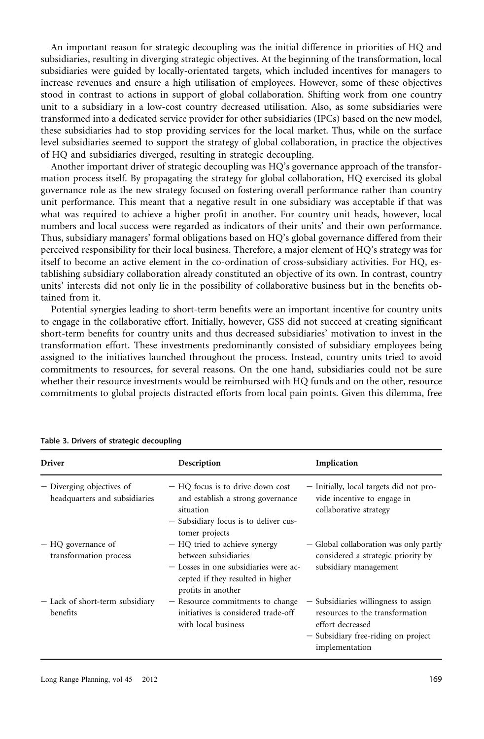An important reason for strategic decoupling was the initial difference in priorities of HQ and subsidiaries, resulting in diverging strategic objectives. At the beginning of the transformation, local subsidiaries were guided by locally-orientated targets, which included incentives for managers to increase revenues and ensure a high utilisation of employees. However, some of these objectives stood in contrast to actions in support of global collaboration. Shifting work from one country unit to a subsidiary in a low-cost country decreased utilisation. Also, as some subsidiaries were transformed into a dedicated service provider for other subsidiaries (IPCs) based on the new model, these subsidiaries had to stop providing services for the local market. Thus, while on the surface level subsidiaries seemed to support the strategy of global collaboration, in practice the objectives of HQ and subsidiaries diverged, resulting in strategic decoupling.

Another important driver of strategic decoupling was HQ's governance approach of the transformation process itself. By propagating the strategy for global collaboration, HQ exercised its global governance role as the new strategy focused on fostering overall performance rather than country unit performance. This meant that a negative result in one subsidiary was acceptable if that was what was required to achieve a higher profit in another. For country unit heads, however, local numbers and local success were regarded as indicators of their units' and their own performance. Thus, subsidiary managers' formal obligations based on HQ's global governance differed from their perceived responsibility for their local business. Therefore, a major element of HQ's strategy was for itself to become an active element in the co-ordination of cross-subsidiary activities. For HQ, establishing subsidiary collaboration already constituted an objective of its own. In contrast, country units' interests did not only lie in the possibility of collaborative business but in the benefits obtained from it.

Potential synergies leading to short-term benefits were an important incentive for country units to engage in the collaborative effort. Initially, however, GSS did not succeed at creating significant short-term benefits for country units and thus decreased subsidiaries' motivation to invest in the transformation effort. These investments predominantly consisted of subsidiary employees being assigned to the initiatives launched throughout the process. Instead, country units tried to avoid commitments to resources, for several reasons. On the one hand, subsidiaries could not be sure whether their resource investments would be reimbursed with HQ funds and on the other, resource commitments to global projects distracted efforts from local pain points. Given this dilemma, free

**Table 3. Drivers of strategic decoupling**

| Driver | Description | Implication |
|---|---|---|
| − Diverging objectives of headquarters and subsidiaries | − HQ focus is to drive down cost and establish a strong governance situation<br>− Subsidiary focus is to deliver customer projects | − Initially, local targets did not provide incentive to engage in collaborative strategy |
| − HQ governance of transformation process | − HQ tried to achieve synergy between subsidiaries<br>− Losses in one subsidiaries were accepted if they resulted in higher profits in another | − Global collaboration was only partly considered a strategic priority by subsidiary management |
| − Lack of short-term subsidiary benefits | − Resource commitments to change initiatives is considered trade-off with local business | − Subsidiaries willingness to assign resources to the transformation effort decreased<br>− Subsidiary free-riding on project implementation |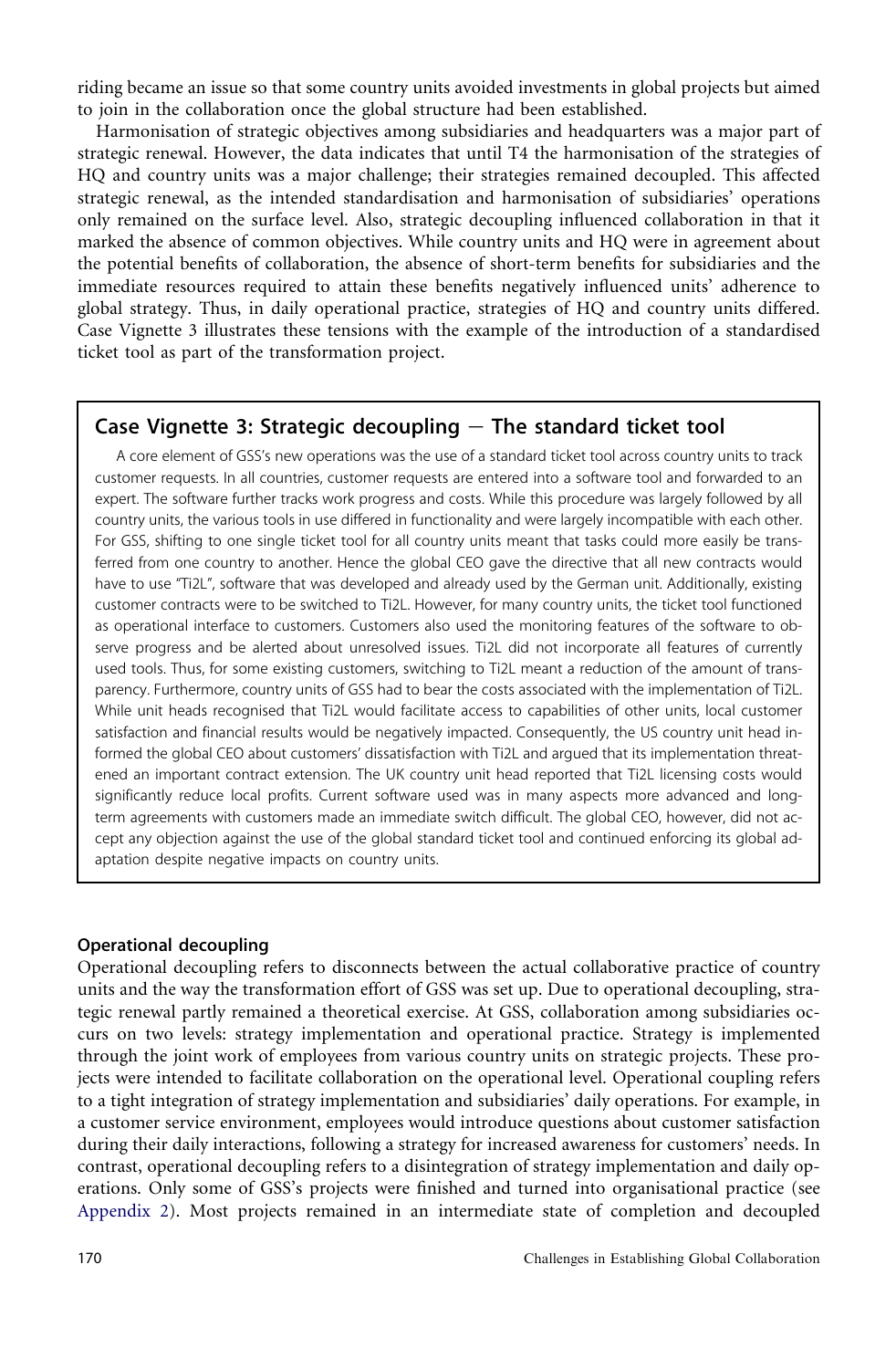riding became an issue so that some country units avoided investments in global projects but aimed to join in the collaboration once the global structure had been established.

Harmonisation of strategic objectives among subsidiaries and headquarters was a major part of strategic renewal. However, the data indicates that until T4 the harmonisation of the strategies of HQ and country units was a major challenge; their strategies remained decoupled. This affected strategic renewal, as the intended standardisation and harmonisation of subsidiaries' operations only remained on the surface level. Also, strategic decoupling influenced collaboration in that it marked the absence of common objectives. While country units and HQ were in agreement about the potential benefits of collaboration, the absence of short-term benefits for subsidiaries and the immediate resources required to attain these benefits negatively influenced units' adherence to global strategy. Thus, in daily operational practice, strategies of HQ and country units differed. Case Vignette 3 illustrates these tensions with the example of the introduction of a standardised ticket tool as part of the transformation project.

### Case Vignette 3: Strategic decoupling − The standard ticket tool

A core element of GSS's new operations was the use of a standard ticket tool across country units to track customer requests. In all countries, customer requests are entered into a software tool and forwarded to an expert. The software further tracks work progress and costs. While this procedure was largely followed by all country units, the various tools in use differed in functionality and were largely incompatible with each other. For GSS, shifting to one single ticket tool for all country units meant that tasks could more easily be transferred from one country to another. Hence the global CEO gave the directive that all new contracts would have to use "Ti2L", software that was developed and already used by the German unit. Additionally, existing customer contracts were to be switched to Ti2L. However, for many country units, the ticket tool functioned as operational interface to customers. Customers also used the monitoring features of the software to observe progress and be alerted about unresolved issues. Ti2L did not incorporate all features of currently used tools. Thus, for some existing customers, switching to Ti2L meant a reduction of the amount of transparency. Furthermore, country units of GSS had to bear the costs associated with the implementation of Ti2L. While unit heads recognised that Ti2L would facilitate access to capabilities of other units, local customer satisfaction and financial results would be negatively impacted. Consequently, the US country unit head informed the global CEO about customers' dissatisfaction with Ti2L and argued that its implementation threatened an important contract extension. The UK country unit head reported that Ti2L licensing costs would significantly reduce local profits. Current software used was in many aspects more advanced and long-term agreements with customers made an immediate switch difficult. The global CEO, however, did not accept any objection against the use of the global standard ticket tool and continued enforcing its global adaptation despite negative impacts on country units.

#### Operational decoupling

Operational decoupling refers to disconnects between the actual collaborative practice of country units and the way the transformation effort of GSS was set up. Due to operational decoupling, strategic renewal partly remained a theoretical exercise. At GSS, collaboration among subsidiaries occurs on two levels: strategy implementation and operational practice. Strategy is implemented through the joint work of employees from various country units on strategic projects. These projects were intended to facilitate collaboration on the operational level. Operational coupling refers to a tight integration of strategy implementation and subsidiaries' daily operations. For example, in a customer service environment, employees would introduce questions about customer satisfaction during their daily interactions, following a strategy for increased awareness for customers' needs. In contrast, operational decoupling refers to a disintegration of strategy implementation and daily operations. Only some of GSS's projects were finished and turned into organisational practice (see Appendix 2). Most projects remained in an intermediate state of completion and decoupled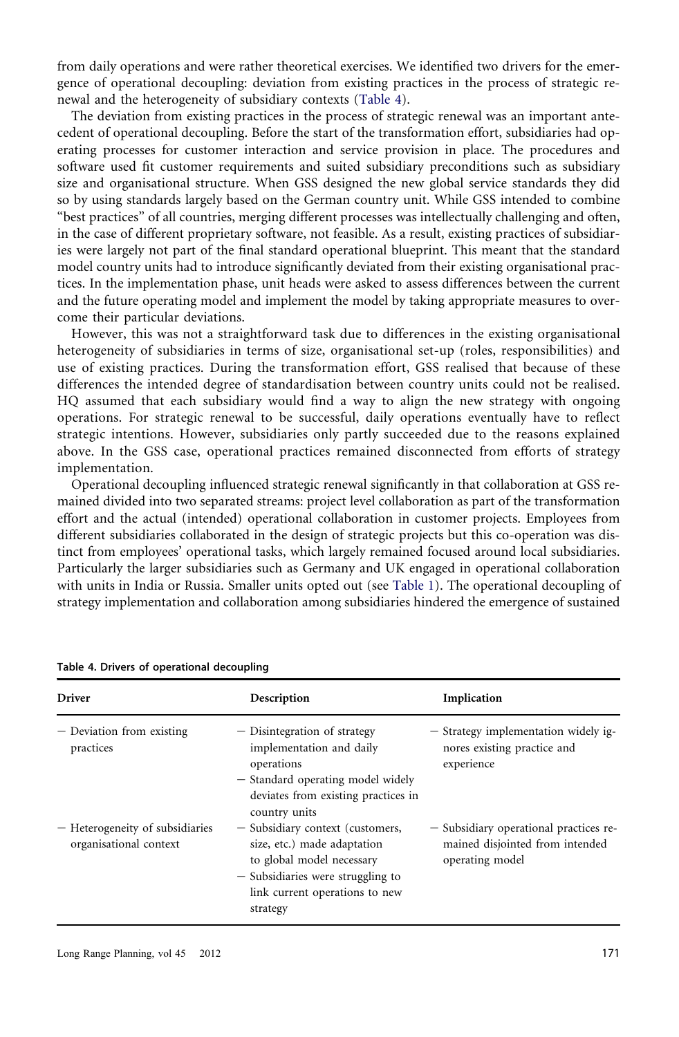from daily operations and were rather theoretical exercises. We identified two drivers for the emergence of operational decoupling: deviation from existing practices in the process of strategic renewal and the heterogeneity of subsidiary contexts (Table 4).

The deviation from existing practices in the process of strategic renewal was an important antecedent of operational decoupling. Before the start of the transformation effort, subsidiaries had operating processes for customer interaction and service provision in place. The procedures and software used fit customer requirements and suited subsidiary preconditions such as subsidiary size and organisational structure. When GSS designed the new global service standards they did so by using standards largely based on the German country unit. While GSS intended to combine "best practices" of all countries, merging different processes was intellectually challenging and often, in the case of different proprietary software, not feasible. As a result, existing practices of subsidiaries were largely not part of the final standard operational blueprint. This meant that the standard model country units had to introduce significantly deviated from their existing organisational practices. In the implementation phase, unit heads were asked to assess differences between the current and the future operating model and implement the model by taking appropriate measures to overcome their particular deviations.

However, this was not a straightforward task due to differences in the existing organisational heterogeneity of subsidiaries in terms of size, organisational set-up (roles, responsibilities) and use of existing practices. During the transformation effort, GSS realised that because of these differences the intended degree of standardisation between country units could not be realised. HQ assumed that each subsidiary would find a way to align the new strategy with ongoing operations. For strategic renewal to be successful, daily operations eventually have to reflect strategic intentions. However, subsidiaries only partly succeeded due to the reasons explained above. In the GSS case, operational practices remained disconnected from efforts of strategy implementation.

Operational decoupling influenced strategic renewal significantly in that collaboration at GSS remained divided into two separated streams: project level collaboration as part of the transformation effort and the actual (intended) operational collaboration in customer projects. Employees from different subsidiaries collaborated in the design of strategic projects but this co-operation was distinct from employees' operational tasks, which largely remained focused around local subsidiaries. Particularly the larger subsidiaries such as Germany and UK engaged in operational collaboration with units in India or Russia. Smaller units opted out (see Table 1). The operational decoupling of strategy implementation and collaboration among subsidiaries hindered the emergence of sustained

Table 4. Drivers of operational decoupling

| Driver | Description | Implication |
| --- | --- | --- |
| − Deviation from existing practices | − Disintegration of strategy implementation and daily operations<br>− Standard operating model widely deviates from existing practices in country units | − Strategy implementation widely ignores existing practice and experience |
| − Heterogeneity of subsidiaries organisational context | − Subsidiary context (customers, size, etc.) made adaptation to global model necessary<br>− Subsidiaries were struggling to link current operations to new strategy | − Subsidiary operational practices remained disjointed from intended operating model |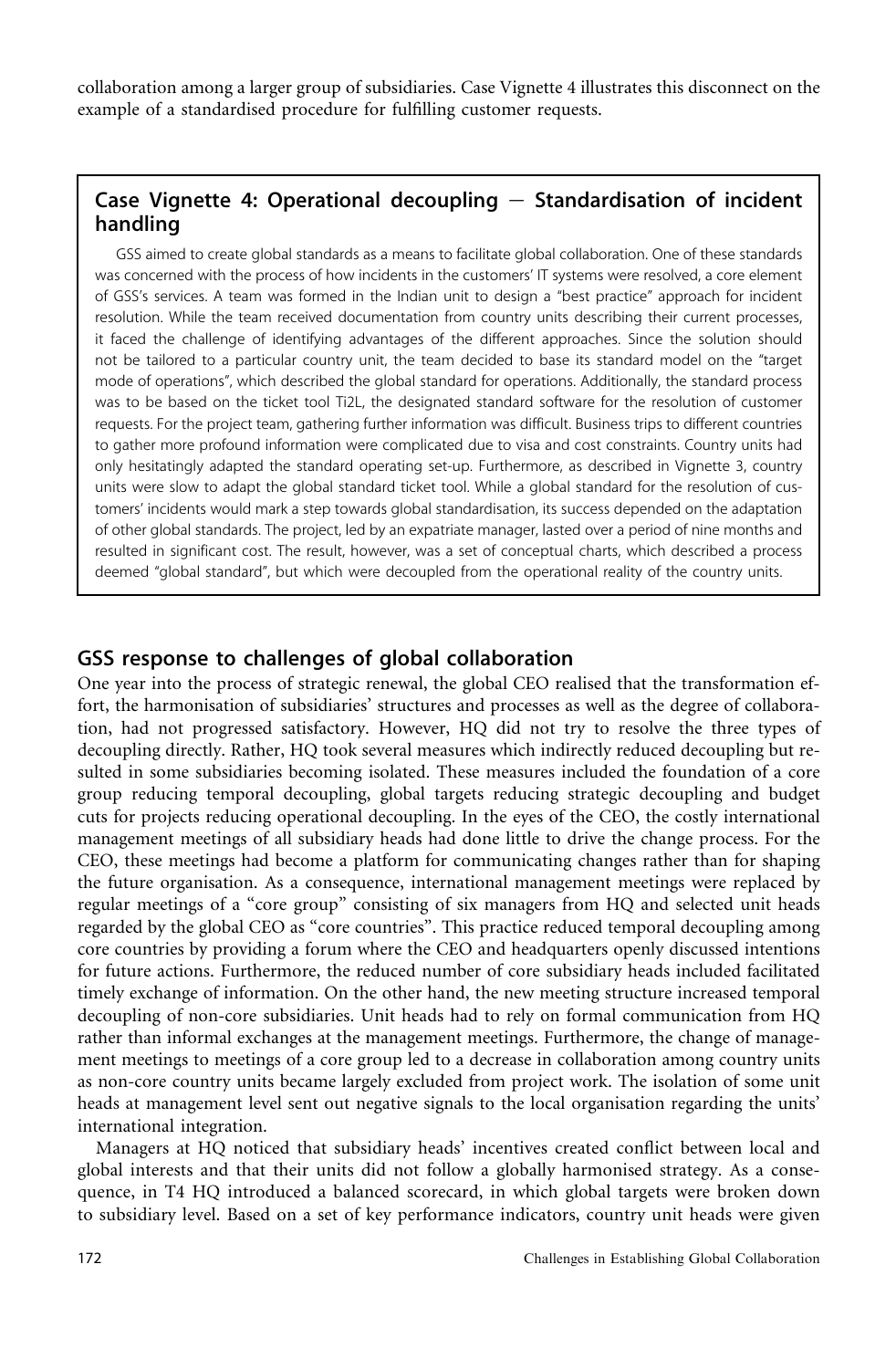collaboration among a larger group of subsidiaries. Case Vignette 4 illustrates this disconnect on the example of a standardised procedure for fulfilling customer requests.

### Case Vignette 4: Operational decoupling − Standardisation of incident handling

GSS aimed to create global standards as a means to facilitate global collaboration. One of these standards was concerned with the process of how incidents in the customers' IT systems were resolved, a core element of GSS's services. A team was formed in the Indian unit to design a "best practice" approach for incident resolution. While the team received documentation from country units describing their current processes, it faced the challenge of identifying advantages of the different approaches. Since the solution should not be tailored to a particular country unit, the team decided to base its standard model on the "target mode of operations", which described the global standard for operations. Additionally, the standard process was to be based on the ticket tool Ti2L, the designated standard software for the resolution of customer requests. For the project team, gathering further information was difficult. Business trips to different countries to gather more profound information were complicated due to visa and cost constraints. Country units had only hesitatingly adapted the standard operating set-up. Furthermore, as described in Vignette 3, country units were slow to adapt the global standard ticket tool. While a global standard for the resolution of customers' incidents would mark a step towards global standardisation, its success depended on the adaptation of other global standards. The project, led by an expatriate manager, lasted over a period of nine months and resulted in significant cost. The result, however, was a set of conceptual charts, which described a process deemed "global standard", but which were decoupled from the operational reality of the country units.

## GSS response to challenges of global collaboration

One year into the process of strategic renewal, the global CEO realised that the transformation effort, the harmonisation of subsidiaries' structures and processes as well as the degree of collaboration, had not progressed satisfactory. However, HQ did not try to resolve the three types of decoupling directly. Rather, HQ took several measures which indirectly reduced decoupling but resulted in some subsidiaries becoming isolated. These measures included the foundation of a core group reducing temporal decoupling, global targets reducing strategic decoupling and budget cuts for projects reducing operational decoupling. In the eyes of the CEO, the costly international management meetings of all subsidiary heads had done little to drive the change process. For the CEO, these meetings had become a platform for communicating changes rather than for shaping the future organisation. As a consequence, international management meetings were replaced by regular meetings of a "core group" consisting of six managers from HQ and selected unit heads regarded by the global CEO as "core countries". This practice reduced temporal decoupling among core countries by providing a forum where the CEO and headquarters openly discussed intentions for future actions. Furthermore, the reduced number of core subsidiary heads included facilitated timely exchange of information. On the other hand, the new meeting structure increased temporal decoupling of non-core subsidiaries. Unit heads had to rely on formal communication from HQ rather than informal exchanges at the management meetings. Furthermore, the change of management meetings to meetings of a core group led to a decrease in collaboration among country units as non-core country units became largely excluded from project work. The isolation of some unit heads at management level sent out negative signals to the local organisation regarding the units' international integration.

Managers at HQ noticed that subsidiary heads' incentives created conflict between local and global interests and that their units did not follow a globally harmonised strategy. As a consequence, in T4 HQ introduced a balanced scorecard, in which global targets were broken down to subsidiary level. Based on a set of key performance indicators, country unit heads were given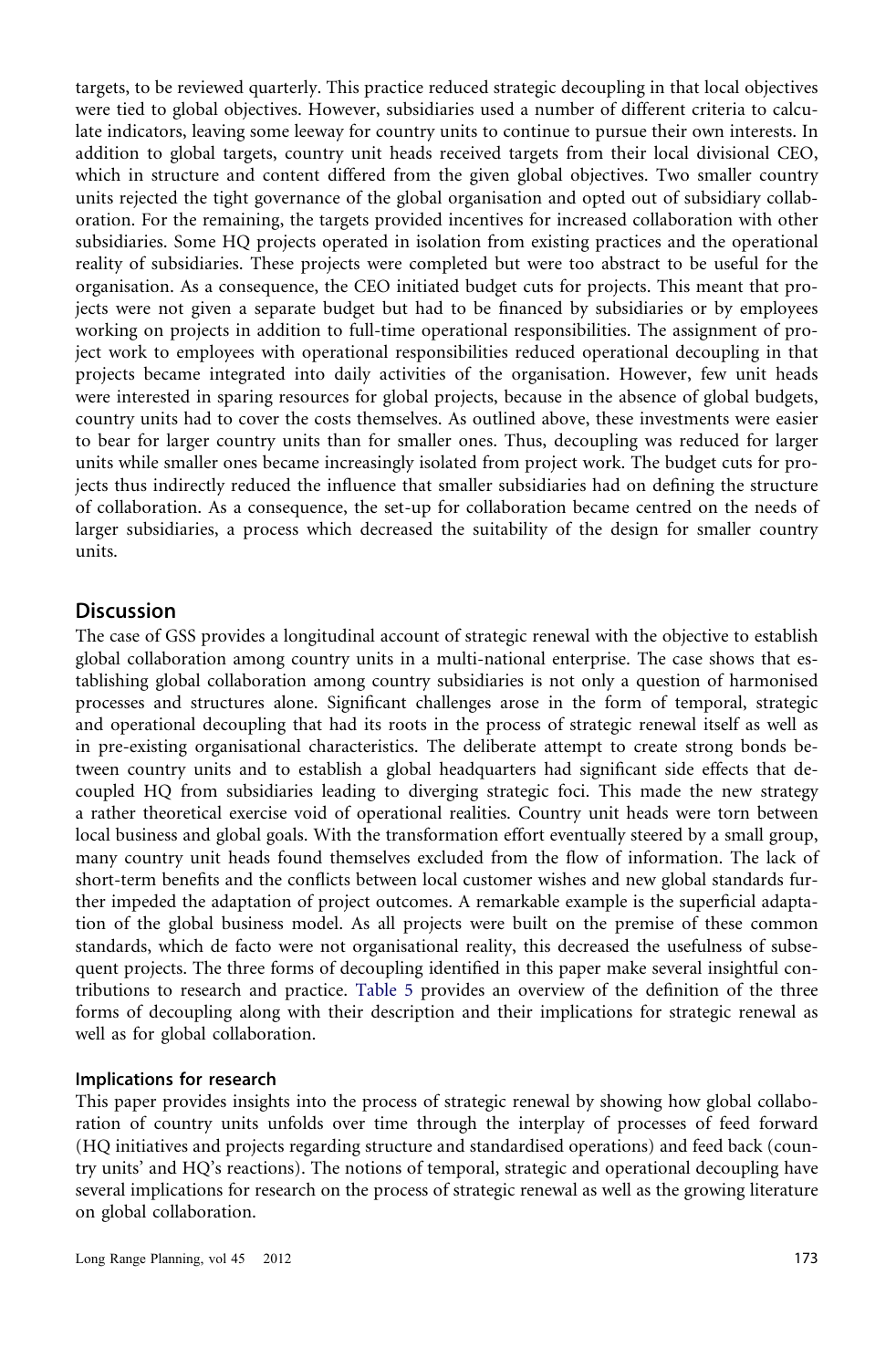targets, to be reviewed quarterly. This practice reduced strategic decoupling in that local objectives were tied to global objectives. However, subsidiaries used a number of different criteria to calculate indicators, leaving some leeway for country units to continue to pursue their own interests. In addition to global targets, country unit heads received targets from their local divisional CEO, which in structure and content differed from the given global objectives. Two smaller country units rejected the tight governance of the global organisation and opted out of subsidiary collaboration. For the remaining, the targets provided incentives for increased collaboration with other subsidiaries. Some HQ projects operated in isolation from existing practices and the operational reality of subsidiaries. These projects were completed but were too abstract to be useful for the organisation. As a consequence, the CEO initiated budget cuts for projects. This meant that projects were not given a separate budget but had to be financed by subsidiaries or by employees working on projects in addition to full-time operational responsibilities. The assignment of project work to employees with operational responsibilities reduced operational decoupling in that projects became integrated into daily activities of the organisation. However, few unit heads were interested in sparing resources for global projects, because in the absence of global budgets, country units had to cover the costs themselves. As outlined above, these investments were easier to bear for larger country units than for smaller ones. Thus, decoupling was reduced for larger units while smaller ones became increasingly isolated from project work. The budget cuts for projects thus indirectly reduced the influence that smaller subsidiaries had on defining the structure of collaboration. As a consequence, the set-up for collaboration became centred on the needs of larger subsidiaries, a process which decreased the suitability of the design for smaller country units.

## Discussion

The case of GSS provides a longitudinal account of strategic renewal with the objective to establish global collaboration among country units in a multi-national enterprise. The case shows that establishing global collaboration among country subsidiaries is not only a question of harmonised processes and structures alone. Significant challenges arose in the form of temporal, strategic and operational decoupling that had its roots in the process of strategic renewal itself as well as in pre-existing organisational characteristics. The deliberate attempt to create strong bonds between country units and to establish a global headquarters had significant side effects that decoupled HQ from subsidiaries leading to diverging strategic foci. This made the new strategy a rather theoretical exercise void of operational realities. Country unit heads were torn between local business and global goals. With the transformation effort eventually steered by a small group, many country unit heads found themselves excluded from the flow of information. The lack of short-term benefits and the conflicts between local customer wishes and new global standards further impeded the adaptation of project outcomes. A remarkable example is the superficial adaptation of the global business model. As all projects were built on the premise of these common standards, which de facto were not organisational reality, this decreased the usefulness of subsequent projects. The three forms of decoupling identified in this paper make several insightful contributions to research and practice. Table 5 provides an overview of the definition of the three forms of decoupling along with their description and their implications for strategic renewal as well as for global collaboration.

### Implications for research

This paper provides insights into the process of strategic renewal by showing how global collaboration of country units unfolds over time through the interplay of processes of feed forward (HQ initiatives and projects regarding structure and standardised operations) and feed back (country units' and HQ's reactions). The notions of temporal, strategic and operational decoupling have several implications for research on the process of strategic renewal as well as the growing literature on global collaboration.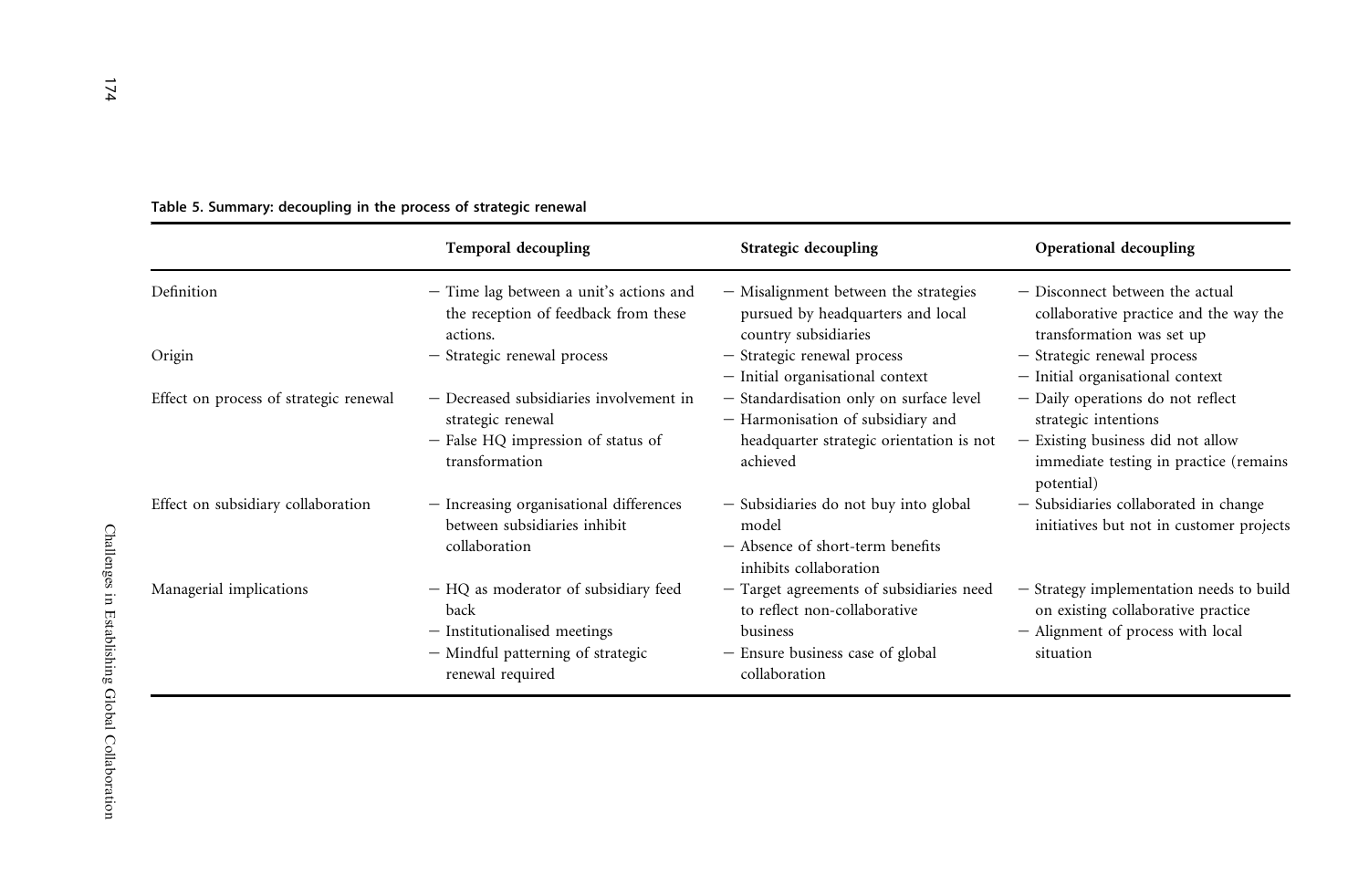**Table 5. Summary: decoupling in the process of strategic renewal**

| | Temporal decoupling | Strategic decoupling | Operational decoupling |
|---|---|---|---|
| Definition | − Time lag between a unit's actions and the reception of feedback from these actions. | − Misalignment between the strategies pursued by headquarters and local country subsidiaries | − Disconnect between the actual collaborative practice and the way the transformation was set up |
| Origin | − Strategic renewal process | − Strategic renewal process<br>− Initial organisational context | − Strategic renewal process<br>− Initial organisational context |
| Effect on process of strategic renewal | − Decreased subsidiaries involvement in strategic renewal<br>− False HQ impression of status of transformation | − Standardisation only on surface level<br>− Harmonisation of subsidiary and headquarter strategic orientation is not achieved | − Daily operations do not reflect strategic intentions<br>− Existing business did not allow immediate testing in practice (remains potential) |
| Effect on subsidiary collaboration | − Increasing organisational differences between subsidiaries inhibit collaboration | − Subsidiaries do not buy into global model<br>− Absence of short-term benefits inhibits collaboration | − Subsidiaries collaborated in change initiatives but not in customer projects |
| Managerial implications | − HQ as moderator of subsidiary feed back<br>− Institutionalised meetings<br>− Mindful patterning of strategic renewal required | − Target agreements of subsidiaries need to reflect non-collaborative business<br>− Ensure business case of global collaboration | − Strategy implementation needs to build on existing collaborative practice<br>− Alignment of process with local situation |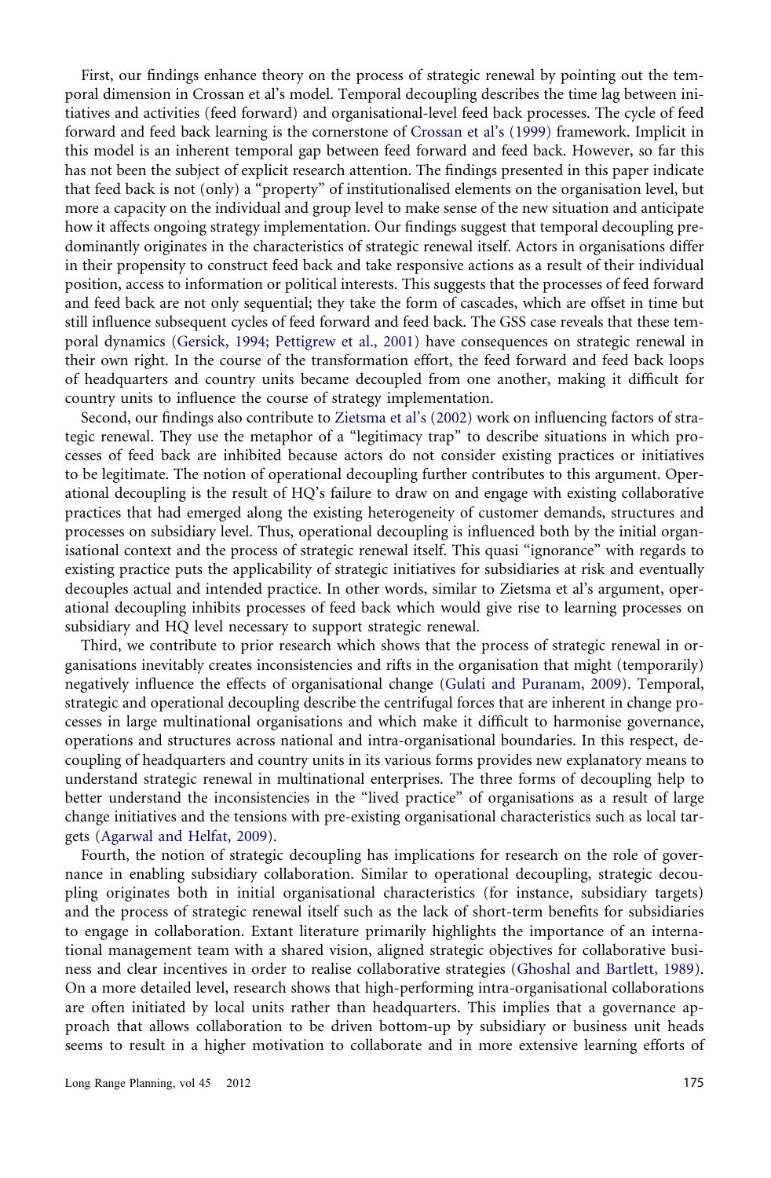First, our findings enhance theory on the process of strategic renewal by pointing out the temporal dimension in Crossan et al's model. Temporal decoupling describes the time lag between initiatives and activities (feed forward) and organisational-level feed back processes. The cycle of feed forward and feed back learning is the cornerstone of Crossan et al's (1999) framework. Implicit in this model is an inherent temporal gap between feed forward and feed back. However, so far this has not been the subject of explicit research attention. The findings presented in this paper indicate that feed back is not (only) a "property" of institutionalised elements on the organisation level, but more a capacity on the individual and group level to make sense of the new situation and anticipate how it affects ongoing strategy implementation. Our findings suggest that temporal decoupling predominantly originates in the characteristics of strategic renewal itself. Actors in organisations differ in their propensity to construct feed back and take responsive actions as a result of their individual position, access to information or political interests. This suggests that the processes of feed forward and feed back are not only sequential; they take the form of cascades, which are offset in time but still influence subsequent cycles of feed forward and feed back. The GSS case reveals that these temporal dynamics (Gersick, 1994; Pettigrew et al., 2001) have consequences on strategic renewal in their own right. In the course of the transformation effort, the feed forward and feed back loops of headquarters and country units became decoupled from one another, making it difficult for country units to influence the course of strategy implementation.

Second, our findings also contribute to Zietsma et al's (2002) work on influencing factors of strategic renewal. They use the metaphor of a "legitimacy trap" to describe situations in which processes of feed back are inhibited because actors do not consider existing practices or initiatives to be legitimate. The notion of operational decoupling further contributes to this argument. Operational decoupling is the result of HQ's failure to draw on and engage with existing collaborative practices that had emerged along the existing heterogeneity of customer demands, structures and processes on subsidiary level. Thus, operational decoupling is influenced both by the initial organisational context and the process of strategic renewal itself. This quasi "ignorance" with regards to existing practice puts the applicability of strategic initiatives for subsidiaries at risk and eventually decouples actual and intended practice. In other words, similar to Zietsma et al's argument, operational decoupling inhibits processes of feed back which would give rise to learning processes on subsidiary and HQ level necessary to support strategic renewal.

Third, we contribute to prior research which shows that the process of strategic renewal in organisations inevitably creates inconsistencies and rifts in the organisation that might (temporarily) negatively influence the effects of organisational change (Gulati and Puranam, 2009). Temporal, strategic and operational decoupling describe the centrifugal forces that are inherent in change processes in large multinational organisations and which make it difficult to harmonise governance, operations and structures across national and intra-organisational boundaries. In this respect, decoupling of headquarters and country units in its various forms provides new explanatory means to understand strategic renewal in multinational enterprises. The three forms of decoupling help to better understand the inconsistencies in the "lived practice" of organisations as a result of large change initiatives and the tensions with pre-existing organisational characteristics such as local targets (Agarwal and Helfat, 2009).

Fourth, the notion of strategic decoupling has implications for research on the role of governance in enabling subsidiary collaboration. Similar to operational decoupling, strategic decoupling originates both in initial organisational characteristics (for instance, subsidiary targets) and the process of strategic renewal itself such as the lack of short-term benefits for subsidiaries to engage in collaboration. Extant literature primarily highlights the importance of an international management team with a shared vision, aligned strategic objectives for collaborative business and clear incentives in order to realise collaborative strategies (Ghoshal and Bartlett, 1989). On a more detailed level, research shows that high-performing intra-organisational collaborations are often initiated by local units rather than headquarters. This implies that a governance approach that allows collaboration to be driven bottom-up by subsidiary or business unit heads seems to result in a higher motivation to collaborate and in more extensive learning efforts of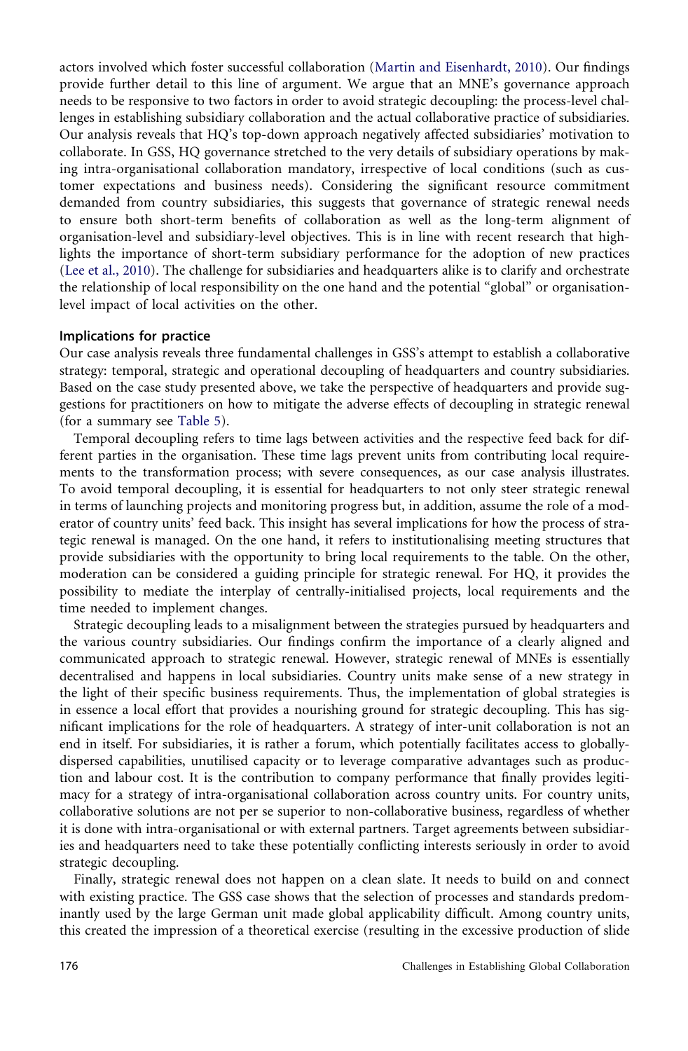actors involved which foster successful collaboration (Martin and Eisenhardt, 2010). Our findings provide further detail to this line of argument. We argue that an MNE's governance approach needs to be responsive to two factors in order to avoid strategic decoupling: the process-level challenges in establishing subsidiary collaboration and the actual collaborative practice of subsidiaries. Our analysis reveals that HQ's top-down approach negatively affected subsidiaries' motivation to collaborate. In GSS, HQ governance stretched to the very details of subsidiary operations by making intra-organisational collaboration mandatory, irrespective of local conditions (such as customer expectations and business needs). Considering the significant resource commitment demanded from country subsidiaries, this suggests that governance of strategic renewal needs to ensure both short-term benefits of collaboration as well as the long-term alignment of organisation-level and subsidiary-level objectives. This is in line with recent research that highlights the importance of short-term subsidiary performance for the adoption of new practices (Lee et al., 2010). The challenge for subsidiaries and headquarters alike is to clarify and orchestrate the relationship of local responsibility on the one hand and the potential "global" or organisation-level impact of local activities on the other.

### Implications for practice

Our case analysis reveals three fundamental challenges in GSS's attempt to establish a collaborative strategy: temporal, strategic and operational decoupling of headquarters and country subsidiaries. Based on the case study presented above, we take the perspective of headquarters and provide suggestions for practitioners on how to mitigate the adverse effects of decoupling in strategic renewal (for a summary see Table 5).

Temporal decoupling refers to time lags between activities and the respective feed back for different parties in the organisation. These time lags prevent units from contributing local requirements to the transformation process; with severe consequences, as our case analysis illustrates. To avoid temporal decoupling, it is essential for headquarters to not only steer strategic renewal in terms of launching projects and monitoring progress but, in addition, assume the role of a moderator of country units' feed back. This insight has several implications for how the process of strategic renewal is managed. On the one hand, it refers to institutionalising meeting structures that provide subsidiaries with the opportunity to bring local requirements to the table. On the other, moderation can be considered a guiding principle for strategic renewal. For HQ, it provides the possibility to mediate the interplay of centrally-initialised projects, local requirements and the time needed to implement changes.

Strategic decoupling leads to a misalignment between the strategies pursued by headquarters and the various country subsidiaries. Our findings confirm the importance of a clearly aligned and communicated approach to strategic renewal. However, strategic renewal of MNEs is essentially decentralised and happens in local subsidiaries. Country units make sense of a new strategy in the light of their specific business requirements. Thus, the implementation of global strategies is in essence a local effort that provides a nourishing ground for strategic decoupling. This has significant implications for the role of headquarters. A strategy of inter-unit collaboration is not an end in itself. For subsidiaries, it is rather a forum, which potentially facilitates access to globally-dispersed capabilities, unutilised capacity or to leverage comparative advantages such as production and labour cost. It is the contribution to company performance that finally provides legitimacy for a strategy of intra-organisational collaboration across country units. For country units, collaborative solutions are not per se superior to non-collaborative business, regardless of whether it is done with intra-organisational or with external partners. Target agreements between subsidiaries and headquarters need to take these potentially conflicting interests seriously in order to avoid strategic decoupling.

Finally, strategic renewal does not happen on a clean slate. It needs to build on and connect with existing practice. The GSS case shows that the selection of processes and standards predominantly used by the large German unit made global applicability difficult. Among country units, this created the impression of a theoretical exercise (resulting in the excessive production of slide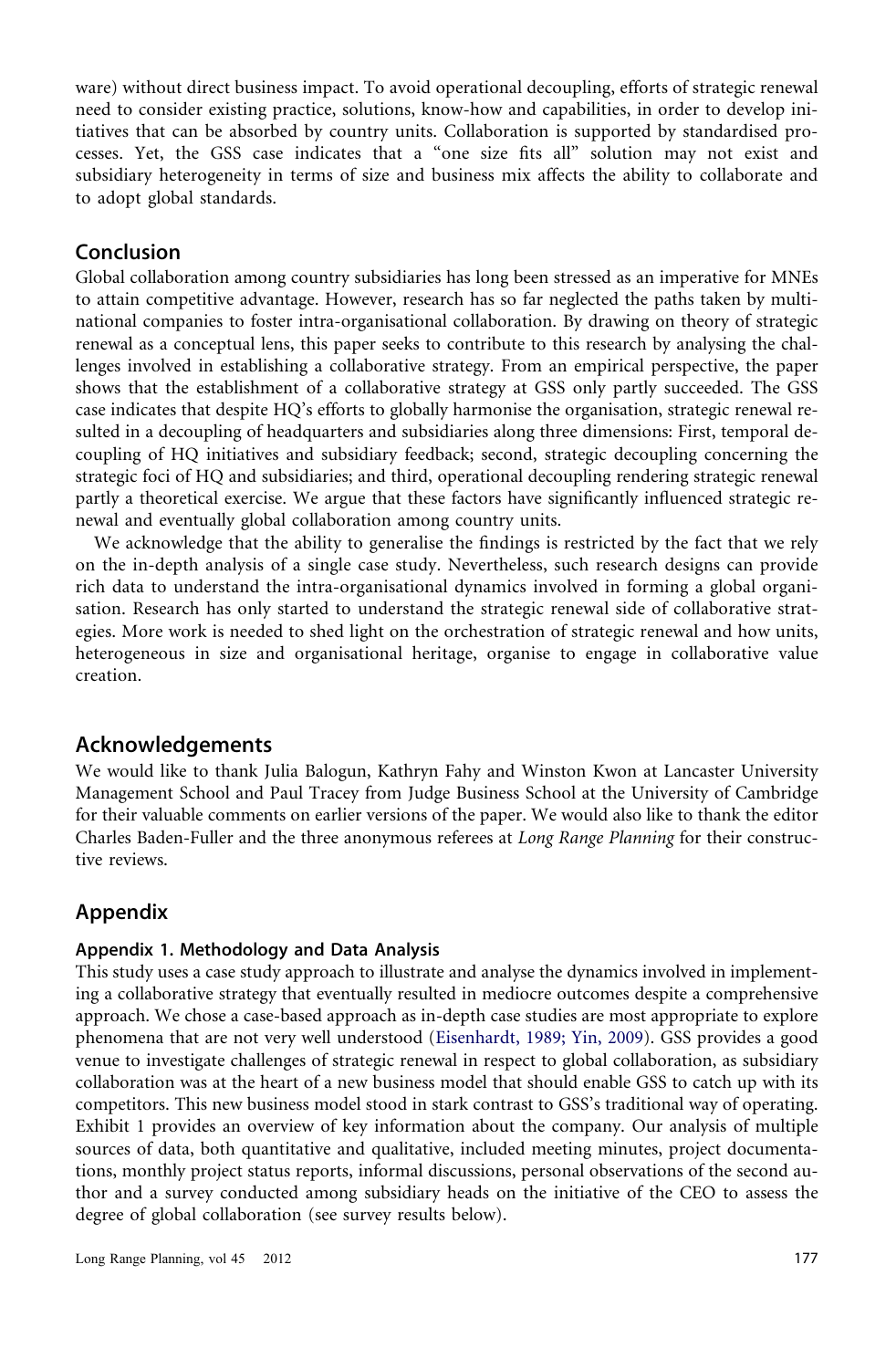ware) without direct business impact. To avoid operational decoupling, efforts of strategic renewal need to consider existing practice, solutions, know-how and capabilities, in order to develop initiatives that can be absorbed by country units. Collaboration is supported by standardised processes. Yet, the GSS case indicates that a "one size fits all" solution may not exist and subsidiary heterogeneity in terms of size and business mix affects the ability to collaborate and to adopt global standards.

## Conclusion

Global collaboration among country subsidiaries has long been stressed as an imperative for MNEs to attain competitive advantage. However, research has so far neglected the paths taken by multinational companies to foster intra-organisational collaboration. By drawing on theory of strategic renewal as a conceptual lens, this paper seeks to contribute to this research by analysing the challenges involved in establishing a collaborative strategy. From an empirical perspective, the paper shows that the establishment of a collaborative strategy at GSS only partly succeeded. The GSS case indicates that despite HQ's efforts to globally harmonise the organisation, strategic renewal resulted in a decoupling of headquarters and subsidiaries along three dimensions: First, temporal decoupling of HQ initiatives and subsidiary feedback; second, strategic decoupling concerning the strategic foci of HQ and subsidiaries; and third, operational decoupling rendering strategic renewal partly a theoretical exercise. We argue that these factors have significantly influenced strategic renewal and eventually global collaboration among country units.

We acknowledge that the ability to generalise the findings is restricted by the fact that we rely on the in-depth analysis of a single case study. Nevertheless, such research designs can provide rich data to understand the intra-organisational dynamics involved in forming a global organisation. Research has only started to understand the strategic renewal side of collaborative strategies. More work is needed to shed light on the orchestration of strategic renewal and how units, heterogeneous in size and organisational heritage, organise to engage in collaborative value creation.

## Acknowledgements

We would like to thank Julia Balogun, Kathryn Fahy and Winston Kwon at Lancaster University Management School and Paul Tracey from Judge Business School at the University of Cambridge for their valuable comments on earlier versions of the paper. We would also like to thank the editor Charles Baden-Fuller and the three anonymous referees at *Long Range Planning* for their constructive reviews.

## Appendix

### Appendix 1. Methodology and Data Analysis

This study uses a case study approach to illustrate and analyse the dynamics involved in implementing a collaborative strategy that eventually resulted in mediocre outcomes despite a comprehensive approach. We chose a case-based approach as in-depth case studies are most appropriate to explore phenomena that are not very well understood (Eisenhardt, 1989; Yin, 2009). GSS provides a good venue to investigate challenges of strategic renewal in respect to global collaboration, as subsidiary collaboration was at the heart of a new business model that should enable GSS to catch up with its competitors. This new business model stood in stark contrast to GSS's traditional way of operating. Exhibit 1 provides an overview of key information about the company. Our analysis of multiple sources of data, both quantitative and qualitative, included meeting minutes, project documentations, monthly project status reports, informal discussions, personal observations of the second author and a survey conducted among subsidiary heads on the initiative of the CEO to assess the degree of global collaboration (see survey results below).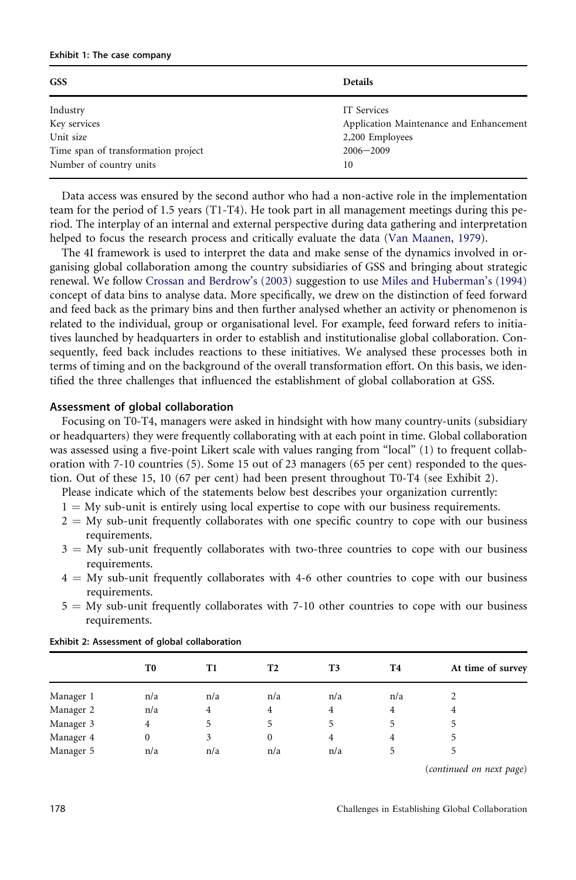Exhibit 1: The case company

| GSS | Details |
|---|---|
| Industry | IT Services |
| Key services | Application Maintenance and Enhancement |
| Unit size | 2,200 Employees |
| Time span of transformation project | 2006–2009 |
| Number of country units | 10 |

Data access was ensured by the second author who had a non-active role in the implementation team for the period of 1.5 years (T1-T4). He took part in all management meetings during this period. The interplay of an internal and external perspective during data gathering and interpretation helped to focus the research process and critically evaluate the data (Van Maanen, 1979).

The 4I framework is used to interpret the data and make sense of the dynamics involved in organising global collaboration among the country subsidiaries of GSS and bringing about strategic renewal. We follow Crossan and Berdrow's (2003) suggestion to use Miles and Huberman's (1994) concept of data bins to analyse data. More specifically, we drew on the distinction of feed forward and feed back as the primary bins and then further analysed whether an activity or phenomenon is related to the individual, group or organisational level. For example, feed forward refers to initiatives launched by headquarters in order to establish and institutionalise global collaboration. Consequently, feed back includes reactions to these initiatives. We analysed these processes both in terms of timing and on the background of the overall transformation effort. On this basis, we identified the three challenges that influenced the establishment of global collaboration at GSS.

## Assessment of global collaboration

Focusing on T0-T4, managers were asked in hindsight with how many country-units (subsidiary or headquarters) they were frequently collaborating with at each point in time. Global collaboration was assessed using a five-point Likert scale with values ranging from "local" (1) to frequent collaboration with 7-10 countries (5). Some 15 out of 23 managers (65 per cent) responded to the question. Out of these 15, 10 (67 per cent) had been present throughout T0-T4 (see Exhibit 2).

Please indicate which of the statements below best describes your organization currently:

1 = My sub-unit is entirely using local expertise to cope with our business requirements.

2 = My sub-unit frequently collaborates with one specific country to cope with our business requirements.

3 = My sub-unit frequently collaborates with two-three countries to cope with our business requirements.

4 = My sub-unit frequently collaborates with 4-6 other countries to cope with our business requirements.

5 = My sub-unit frequently collaborates with 7-10 other countries to cope with our business requirements.

Exhibit 2: Assessment of global collaboration

| | T0 | T1 | T2 | T3 | T4 | At time of survey |
|---|---|---|---|---|---|---|
| Manager 1 | n/a | n/a | n/a | n/a | n/a | 2 |
| Manager 2 | n/a | 4 | 4 | 4 | 4 | 4 |
| Manager 3 | 4 | 5 | 5 | 5 | 5 | 5 |
| Manager 4 | 0 | 3 | 0 | 4 | 4 | 5 |
| Manager 5 | n/a | n/a | n/a | n/a | 5 | 5 |

(*continued on next page*)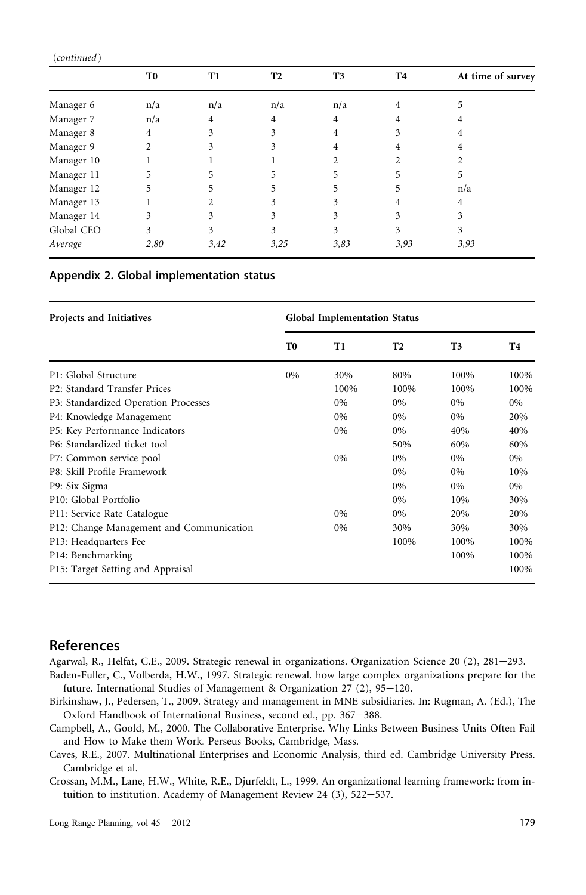(*continued*)

| | T0 | T1 | T2 | T3 | T4 | At time of survey |
|---|---|---|---|---|---|---|
| Manager 6 | n/a | n/a | n/a | n/a | 4 | 5 |
| Manager 7 | n/a | 4 | 4 | 4 | 4 | 4 |
| Manager 8 | 4 | 3 | 3 | 4 | 3 | 4 |
| Manager 9 | 2 | 3 | 3 | 4 | 4 | 4 |
| Manager 10 | 1 | 1 | 1 | 2 | 2 | 2 |
| Manager 11 | 5 | 5 | 5 | 5 | 5 | 5 |
| Manager 12 | 5 | 5 | 5 | 5 | 5 | n/a |
| Manager 13 | 1 | 2 | 3 | 3 | 4 | 4 |
| Manager 14 | 3 | 3 | 3 | 3 | 3 | 3 |
| Global CEO | 3 | 3 | 3 | 3 | 3 | 3 |
| *Average* | *2,80* | *3,42* | *3,25* | *3,83* | *3,93* | *3,93* |

## Appendix 2. Global implementation status

| Projects and Initiatives | Global Implementation Status | | | | |
|---|---|---|---|---|---|
| | T0 | T1 | T2 | T3 | T4 |
| P1: Global Structure | 0% | 30% | 80% | 100% | 100% |
| P2: Standard Transfer Prices | | 100% | 100% | 100% | 100% |
| P3: Standardized Operation Processes | | 0% | 0% | 0% | 0% |
| P4: Knowledge Management | | 0% | 0% | 0% | 20% |
| P5: Key Performance Indicators | | 0% | 0% | 40% | 40% |
| P6: Standardized ticket tool | | | 50% | 60% | 60% |
| P7: Common service pool | | 0% | 0% | 0% | 0% |
| P8: Skill Profile Framework | | | 0% | 0% | 10% |
| P9: Six Sigma | | | 0% | 0% | 0% |
| P10: Global Portfolio | | | 0% | 10% | 30% |
| P11: Service Rate Catalogue | | 0% | 0% | 20% | 20% |
| P12: Change Management and Communication | | 0% | 30% | 30% | 30% |
| P13: Headquarters Fee | | | 100% | 100% | 100% |
| P14: Benchmarking | | | | 100% | 100% |
| P15: Target Setting and Appraisal | | | | | 100% |

## References

Agarwal, R., Helfat, C.E., 2009. Strategic renewal in organizations. Organization Science 20 (2), 281–293.

Baden-Fuller, C., Volberda, H.W., 1997. Strategic renewal. how large complex organizations prepare for the future. International Studies of Management & Organization 27 (2), 95–120.

Birkinshaw, J., Pedersen, T., 2009. Strategy and management in MNE subsidiaries. In: Rugman, A. (Ed.), The Oxford Handbook of International Business, second ed., pp. 367–388.

Campbell, A., Goold, M., 2000. The Collaborative Enterprise. Why Links Between Business Units Often Fail and How to Make them Work. Perseus Books, Cambridge, Mass.

Caves, R.E., 2007. Multinational Enterprises and Economic Analysis, third ed. Cambridge University Press. Cambridge et al.

Crossan, M.M., Lane, H.W., White, R.E., Djurfeldt, L., 1999. An organizational learning framework: from intuition to institution. Academy of Management Review 24 (3), 522–537.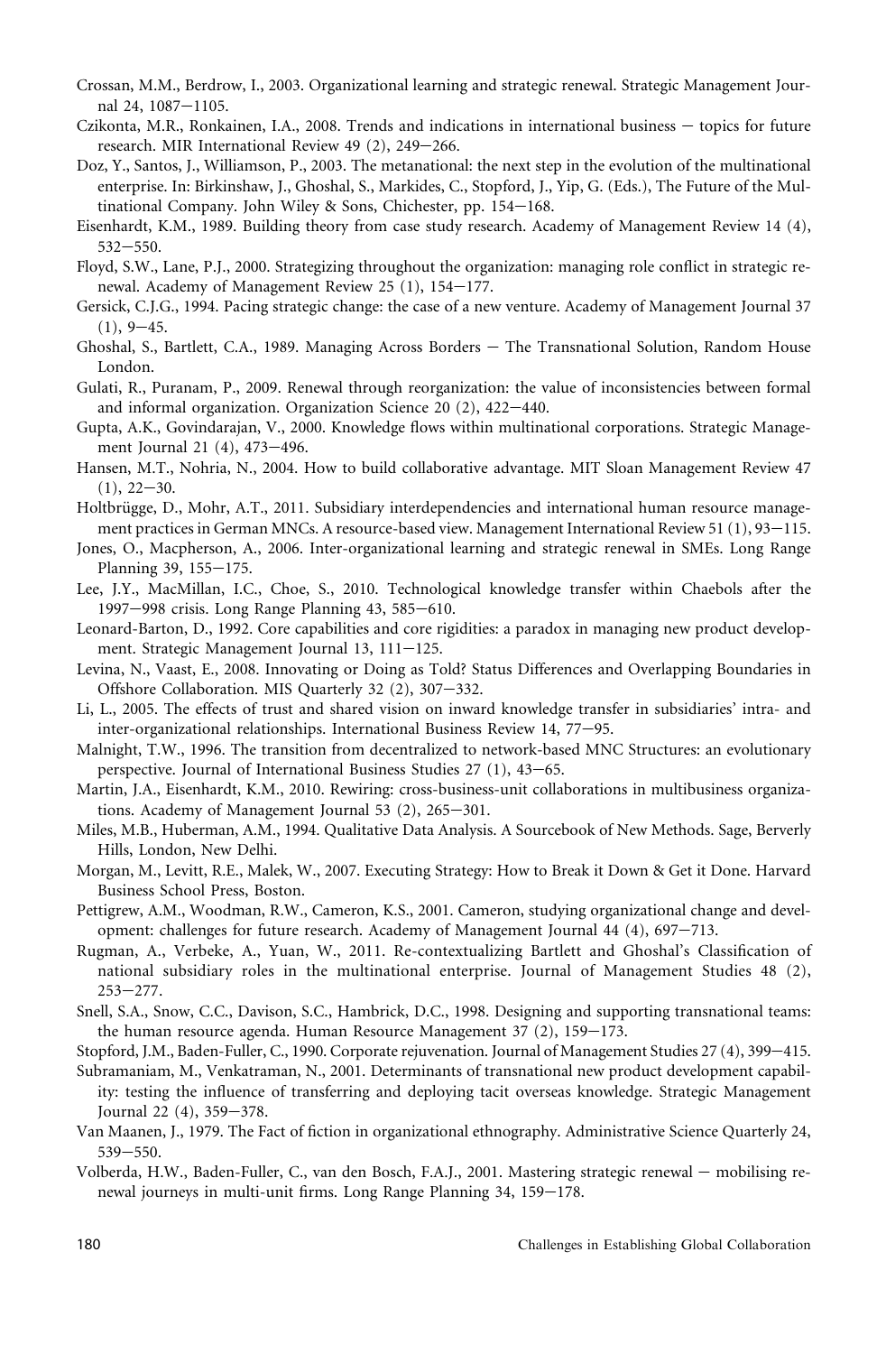Crossan, M.M., Berdrow, I., 2003. Organizational learning and strategic renewal. Strategic Management Journal 24, 1087–1105.

Czikonta, M.R., Ronkainen, I.A., 2008. Trends and indications in international business – topics for future research. MIR International Review 49 (2), 249–266.

Doz, Y., Santos, J., Williamson, P., 2003. The metanational: the next step in the evolution of the multinational enterprise. In: Birkinshaw, J., Ghoshal, S., Markides, C., Stopford, J., Yip, G. (Eds.), The Future of the Multinational Company. John Wiley & Sons, Chichester, pp. 154–168.

Eisenhardt, K.M., 1989. Building theory from case study research. Academy of Management Review 14 (4), 532–550.

Floyd, S.W., Lane, P.J., 2000. Strategizing throughout the organization: managing role conflict in strategic renewal. Academy of Management Review 25 (1), 154–177.

Gersick, C.J.G., 1994. Pacing strategic change: the case of a new venture. Academy of Management Journal 37 (1), 9–45.

Ghoshal, S., Bartlett, C.A., 1989. Managing Across Borders – The Transnational Solution, Random House London.

Gulati, R., Puranam, P., 2009. Renewal through reorganization: the value of inconsistencies between formal and informal organization. Organization Science 20 (2), 422–440.

Gupta, A.K., Govindarajan, V., 2000. Knowledge flows within multinational corporations. Strategic Management Journal 21 (4), 473–496.

Hansen, M.T., Nohria, N., 2004. How to build collaborative advantage. MIT Sloan Management Review 47 (1), 22–30.

Holtbrügge, D., Mohr, A.T., 2011. Subsidiary interdependencies and international human resource management practices in German MNCs. A resource-based view. Management International Review 51 (1), 93–115.

Jones, O., Macpherson, A., 2006. Inter-organizational learning and strategic renewal in SMEs. Long Range Planning 39, 155–175.

Lee, J.Y., MacMillan, I.C., Choe, S., 2010. Technological knowledge transfer within Chaebols after the 1997–998 crisis. Long Range Planning 43, 585–610.

Leonard-Barton, D., 1992. Core capabilities and core rigidities: a paradox in managing new product development. Strategic Management Journal 13, 111–125.

Levina, N., Vaast, E., 2008. Innovating or Doing as Told? Status Differences and Overlapping Boundaries in Offshore Collaboration. MIS Quarterly 32 (2), 307–332.

Li, L., 2005. The effects of trust and shared vision on inward knowledge transfer in subsidiaries' intra- and inter-organizational relationships. International Business Review 14, 77–95.

Malnight, T.W., 1996. The transition from decentralized to network-based MNC Structures: an evolutionary perspective. Journal of International Business Studies 27 (1), 43–65.

Martin, J.A., Eisenhardt, K.M., 2010. Rewiring: cross-business-unit collaborations in multibusiness organizations. Academy of Management Journal 53 (2), 265–301.

Miles, M.B., Huberman, A.M., 1994. Qualitative Data Analysis. A Sourcebook of New Methods. Sage, Berverly Hills, London, New Delhi.

Morgan, M., Levitt, R.E., Malek, W., 2007. Executing Strategy: How to Break it Down & Get it Done. Harvard Business School Press, Boston.

Pettigrew, A.M., Woodman, R.W., Cameron, K.S., 2001. Cameron, studying organizational change and development: challenges for future research. Academy of Management Journal 44 (4), 697–713.

Rugman, A., Verbeke, A., Yuan, W., 2011. Re-contextualizing Bartlett and Ghoshal's Classification of national subsidiary roles in the multinational enterprise. Journal of Management Studies 48 (2), 253–277.

Snell, S.A., Snow, C.C., Davison, S.C., Hambrick, D.C., 1998. Designing and supporting transnational teams: the human resource agenda. Human Resource Management 37 (2), 159–173.

Stopford, J.M., Baden-Fuller, C., 1990. Corporate rejuvenation. Journal of Management Studies 27 (4), 399–415.

Subramaniam, M., Venkatraman, N., 2001. Determinants of transnational new product development capability: testing the influence of transferring and deploying tacit overseas knowledge. Strategic Management Journal 22 (4), 359–378.

Van Maanen, J., 1979. The Fact of fiction in organizational ethnography. Administrative Science Quarterly 24, 539–550.

Volberda, H.W., Baden-Fuller, C., van den Bosch, F.A.J., 2001. Mastering strategic renewal – mobilising renewal journeys in multi-unit firms. Long Range Planning 34, 159–178.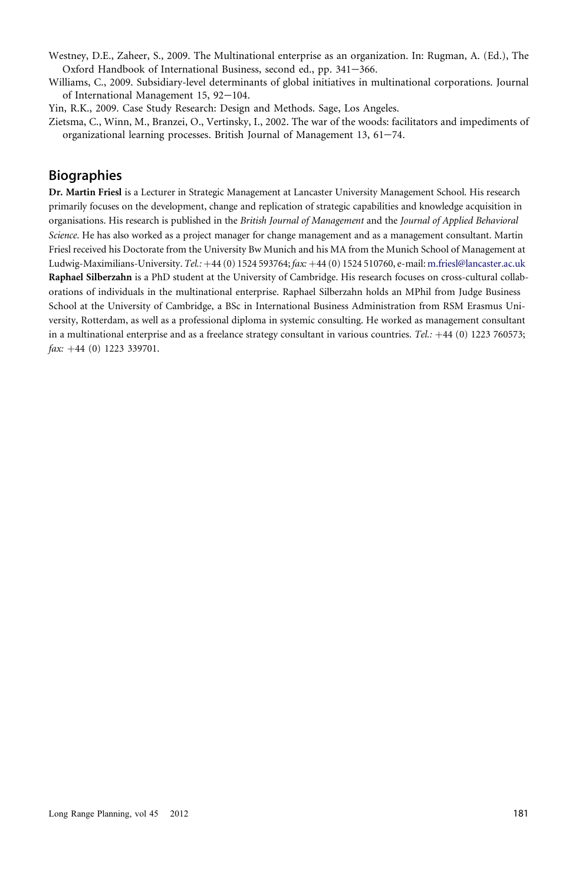Westney, D.E., Zaheer, S., 2009. The Multinational enterprise as an organization. In: Rugman, A. (Ed.), The Oxford Handbook of International Business, second ed., pp. 341–366.

Williams, C., 2009. Subsidiary-level determinants of global initiatives in multinational corporations. Journal of International Management 15, 92–104.

Yin, R.K., 2009. Case Study Research: Design and Methods. Sage, Los Angeles.

Zietsma, C., Winn, M., Branzei, O., Vertinsky, I., 2002. The war of the woods: facilitators and impediments of organizational learning processes. British Journal of Management 13, 61–74.

## Biographies

**Dr. Martin Friesl** is a Lecturer in Strategic Management at Lancaster University Management School. His research primarily focuses on the development, change and replication of strategic capabilities and knowledge acquisition in organisations. His research is published in the *British Journal of Management* and the *Journal of Applied Behavioral Science*. He has also worked as a project manager for change management and as a management consultant. Martin Friesl received his Doctorate from the University Bw Munich and his MA from the Munich School of Management at Ludwig-Maximilians-University. *Tel.:* +44 (0) 1524 593764; *fax:* +44 (0) 1524 510760, e-mail: m.friesl@lancaster.ac.uk

**Raphael Silberzahn** is a PhD student at the University of Cambridge. His research focuses on cross-cultural collaborations of individuals in the multinational enterprise. Raphael Silberzahn holds an MPhil from Judge Business School at the University of Cambridge, a BSc in International Business Administration from RSM Erasmus University, Rotterdam, as well as a professional diploma in systemic consulting. He worked as management consultant in a multinational enterprise and as a freelance strategy consultant in various countries. *Tel.:* +44 (0) 1223 760573; *fax:* +44 (0) 1223 339701.